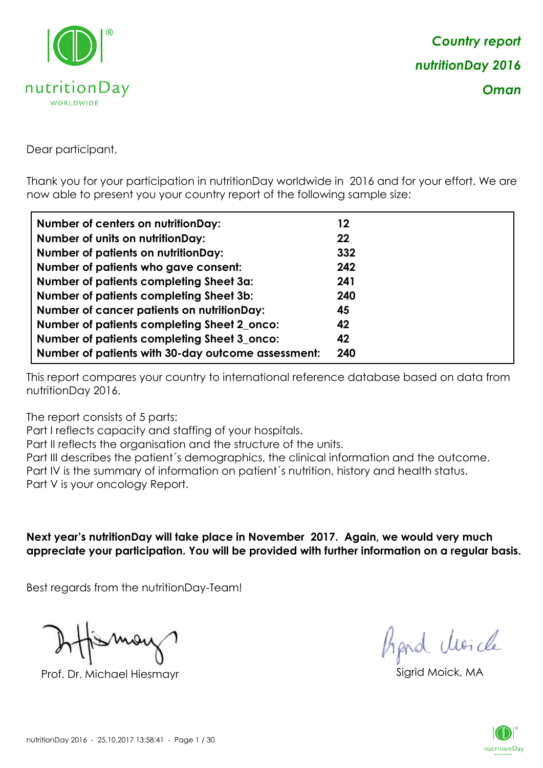*Country report*

*nutritionDay 2016*

*Oman*

Dear participant,

Thank you for your participation in nutritionDay worldwide in 2016 and for your effort. We are now able to present you your country report of the following sample size:

| | |
|---|---|
| **Number of centers on nutritionDay:** | **12** |
| **Number of units on nutritionDay:** | **22** |
| **Number of patients on nutritionDay:** | **332** |
| **Number of patients who gave consent:** | **242** |
| **Number of patients completing Sheet 3a:** | **241** |
| **Number of patients completing Sheet 3b:** | **240** |
| **Number of cancer patients on nutritionDay:** | **45** |
| **Number of patients completing Sheet 2_onco:** | **42** |
| **Number of patients completing Sheet 3_onco:** | **42** |
| **Number of patients with 30-day outcome assessment:** | **240** |

This report compares your country to international reference database based on data from nutritionDay 2016.

The report consists of 5 parts:
Part I reflects capacity and staffing of your hospitals.
Part II reflects the organisation and the structure of the units.
Part III describes the patient´s demographics, the clinical information and the outcome.
Part IV is the summary of information on patient´s nutrition, history and health status.
Part V is your oncology Report.

**Next year's nutritionDay will take place in November 2017. Again, we would very much appreciate your participation. You will be provided with further information on a regular basis.**

Best regards from the nutritionDay-Team!

Prof. Dr. Michael Hiesmayr

Sigrid Moick, MA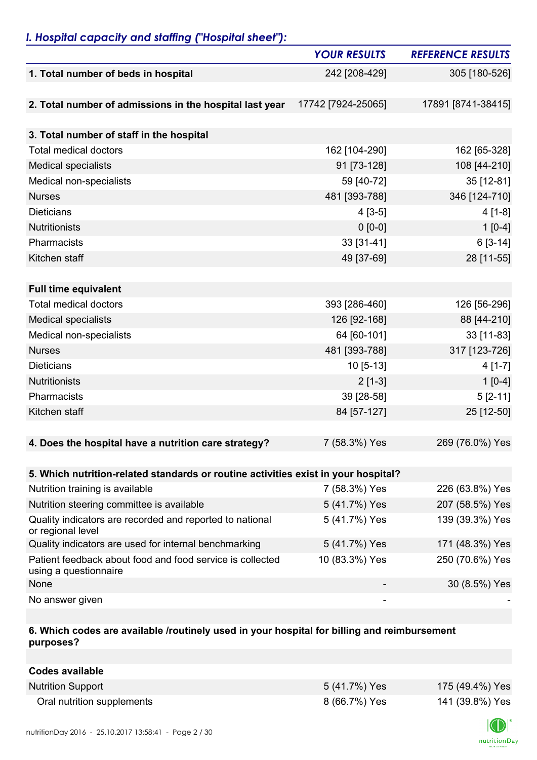## *I. Hospital capacity and staffing ("Hospital sheet"):*

| | *YOUR RESULTS* | *REFERENCE RESULTS* |
|---|---|---|
| **1. Total number of beds in hospital** | 242 [208-429] | 305 [180-526] |
| **2. Total number of admissions in the hospital last year** | 17742 [7924-25065] | 17891 [8741-38415] |
| **3. Total number of staff in the hospital** | | |
| Total medical doctors | 162 [104-290] | 162 [65-328] |
| Medical specialists | 91 [73-128] | 108 [44-210] |
| Medical non-specialists | 59 [40-72] | 35 [12-81] |
| Nurses | 481 [393-788] | 346 [124-710] |
| Dieticians | 4 [3-5] | 4 [1-8] |
| Nutritionists | 0 [0-0] | 1 [0-4] |
| Pharmacists | 33 [31-41] | 6 [3-14] |
| Kitchen staff | 49 [37-69] | 28 [11-55] |
| **Full time equivalent** | | |
| Total medical doctors | 393 [286-460] | 126 [56-296] |
| Medical specialists | 126 [92-168] | 88 [44-210] |
| Medical non-specialists | 64 [60-101] | 33 [11-83] |
| Nurses | 481 [393-788] | 317 [123-726] |
| Dieticians | 10 [5-13] | 4 [1-7] |
| Nutritionists | 2 [1-3] | 1 [0-4] |
| Pharmacists | 39 [28-58] | 5 [2-11] |
| Kitchen staff | 84 [57-127] | 25 [12-50] |
| **4. Does the hospital have a nutrition care strategy?** | 7 (58.3%) Yes | 269 (76.0%) Yes |
| **5. Which nutrition-related standards or routine activities exist in your hospital?** | | |
| Nutrition training is available | 7 (58.3%) Yes | 226 (63.8%) Yes |
| Nutrition steering committee is available | 5 (41.7%) Yes | 207 (58.5%) Yes |
| Quality indicators are recorded and reported to national or regional level | 5 (41.7%) Yes | 139 (39.3%) Yes |
| Quality indicators are used for internal benchmarking | 5 (41.7%) Yes | 171 (48.3%) Yes |
| Patient feedback about food and food service is collected using a questionnaire | 10 (83.3%) Yes | 250 (70.6%) Yes |
| None | - | 30 (8.5%) Yes |
| No answer given | - | - |
| **6. Which codes are available /routinely used in your hospital for billing and reimbursement purposes?** | | |
| **Codes available** | | |
| Nutrition Support | 5 (41.7%) Yes | 175 (49.4%) Yes |
| Oral nutrition supplements | 8 (66.7%) Yes | 141 (39.8%) Yes |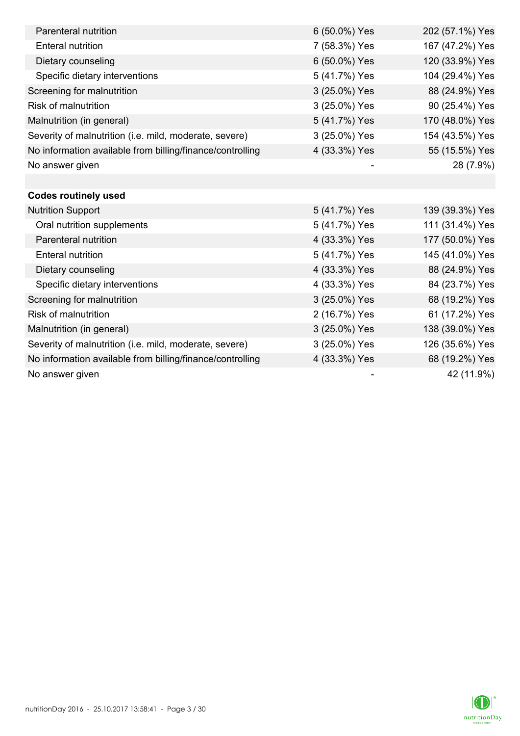| | | |
|---|---|---|
| Parenteral nutrition | 6 (50.0%) Yes | 202 (57.1%) Yes |
| Enteral nutrition | 7 (58.3%) Yes | 167 (47.2%) Yes |
| Dietary counseling | 6 (50.0%) Yes | 120 (33.9%) Yes |
| Specific dietary interventions | 5 (41.7%) Yes | 104 (29.4%) Yes |
| Screening for malnutrition | 3 (25.0%) Yes | 88 (24.9%) Yes |
| Risk of malnutrition | 3 (25.0%) Yes | 90 (25.4%) Yes |
| Malnutrition (in general) | 5 (41.7%) Yes | 170 (48.0%) Yes |
| Severity of malnutrition (i.e. mild, moderate, severe) | 3 (25.0%) Yes | 154 (43.5%) Yes |
| No information available from billing/finance/controlling | 4 (33.3%) Yes | 55 (15.5%) Yes |
| No answer given | - | 28 (7.9%) |
| | | |
| **Codes routinely used** | | |
| Nutrition Support | 5 (41.7%) Yes | 139 (39.3%) Yes |
| Oral nutrition supplements | 5 (41.7%) Yes | 111 (31.4%) Yes |
| Parenteral nutrition | 4 (33.3%) Yes | 177 (50.0%) Yes |
| Enteral nutrition | 5 (41.7%) Yes | 145 (41.0%) Yes |
| Dietary counseling | 4 (33.3%) Yes | 88 (24.9%) Yes |
| Specific dietary interventions | 4 (33.3%) Yes | 84 (23.7%) Yes |
| Screening for malnutrition | 3 (25.0%) Yes | 68 (19.2%) Yes |
| Risk of malnutrition | 2 (16.7%) Yes | 61 (17.2%) Yes |
| Malnutrition (in general) | 3 (25.0%) Yes | 138 (39.0%) Yes |
| Severity of malnutrition (i.e. mild, moderate, severe) | 3 (25.0%) Yes | 126 (35.6%) Yes |
| No information available from billing/finance/controlling | 4 (33.3%) Yes | 68 (19.2%) Yes |
| No answer given | - | 42 (11.9%) |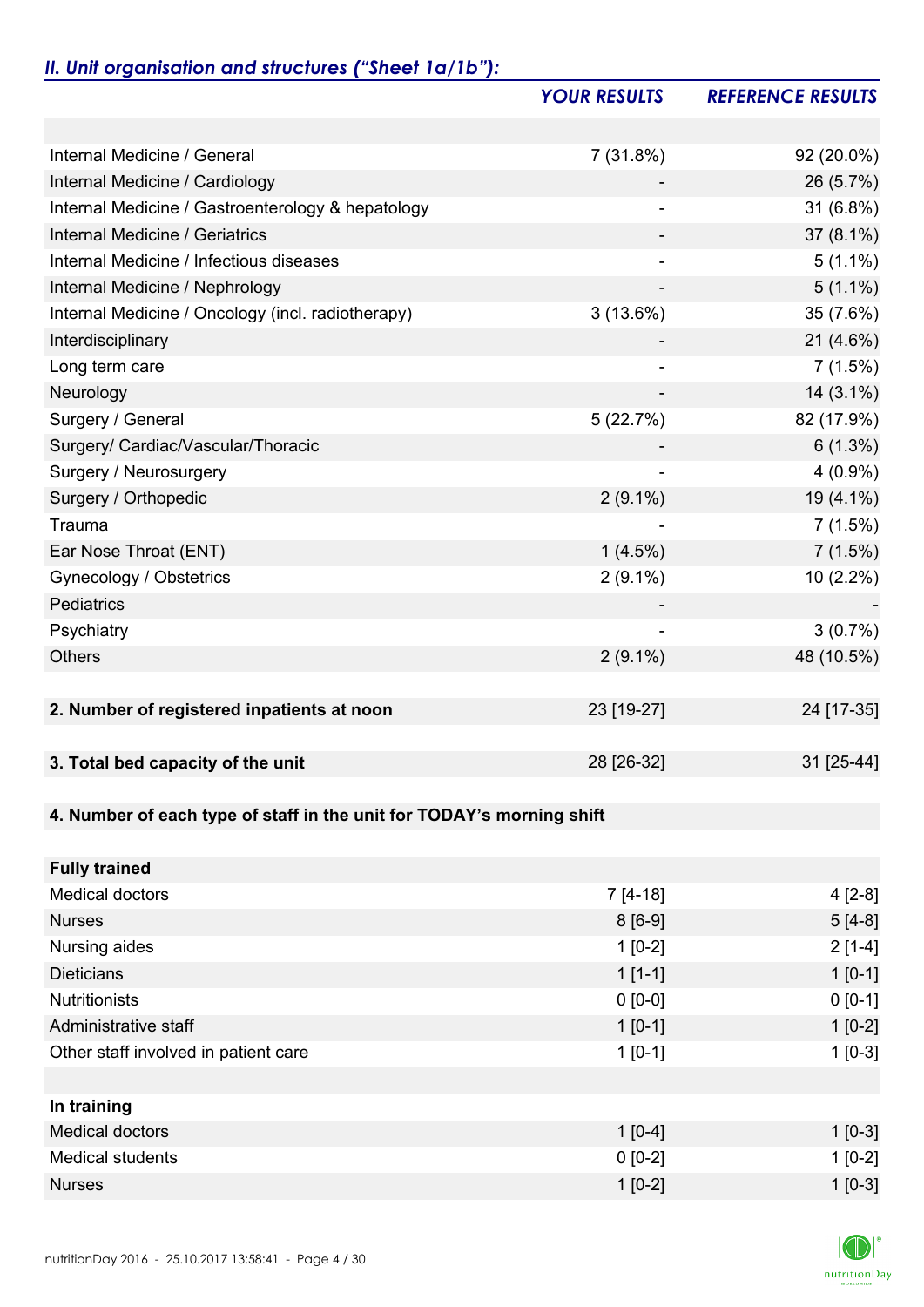## *II. Unit organisation and structures ("Sheet 1a/1b"):*

| | *YOUR RESULTS* | *REFERENCE RESULTS* |
|---|---|---|
| | | |
| Internal Medicine / General | 7 (31.8%) | 92 (20.0%) |
| Internal Medicine / Cardiology | - | 26 (5.7%) |
| Internal Medicine / Gastroenterology & hepatology | - | 31 (6.8%) |
| Internal Medicine / Geriatrics | - | 37 (8.1%) |
| Internal Medicine / Infectious diseases | - | 5 (1.1%) |
| Internal Medicine / Nephrology | - | 5 (1.1%) |
| Internal Medicine / Oncology (incl. radiotherapy) | 3 (13.6%) | 35 (7.6%) |
| Interdisciplinary | - | 21 (4.6%) |
| Long term care | - | 7 (1.5%) |
| Neurology | - | 14 (3.1%) |
| Surgery / General | 5 (22.7%) | 82 (17.9%) |
| Surgery/ Cardiac/Vascular/Thoracic | - | 6 (1.3%) |
| Surgery / Neurosurgery | - | 4 (0.9%) |
| Surgery / Orthopedic | 2 (9.1%) | 19 (4.1%) |
| Trauma | - | 7 (1.5%) |
| Ear Nose Throat (ENT) | 1 (4.5%) | 7 (1.5%) |
| Gynecology / Obstetrics | 2 (9.1%) | 10 (2.2%) |
| Pediatrics | - | - |
| Psychiatry | - | 3 (0.7%) |
| Others | 2 (9.1%) | 48 (10.5%) |
| | | |
| **2. Number of registered inpatients at noon** | 23 [19-27] | 24 [17-35] |
| | | |
| **3. Total bed capacity of the unit** | 28 [26-32] | 31 [25-44] |
| | | |
| **4. Number of each type of staff in the unit for TODAY's morning shift** | | |
| | | |
| **Fully trained** | | |
| Medical doctors | 7 [4-18] | 4 [2-8] |
| Nurses | 8 [6-9] | 5 [4-8] |
| Nursing aides | 1 [0-2] | 2 [1-4] |
| Dieticians | 1 [1-1] | 1 [0-1] |
| Nutritionists | 0 [0-0] | 0 [0-1] |
| Administrative staff | 1 [0-1] | 1 [0-2] |
| Other staff involved in patient care | 1 [0-1] | 1 [0-3] |
| | | |
| **In training** | | |
| Medical doctors | 1 [0-4] | 1 [0-3] |
| Medical students | 0 [0-2] | 1 [0-2] |
| Nurses | 1 [0-2] | 1 [0-3] |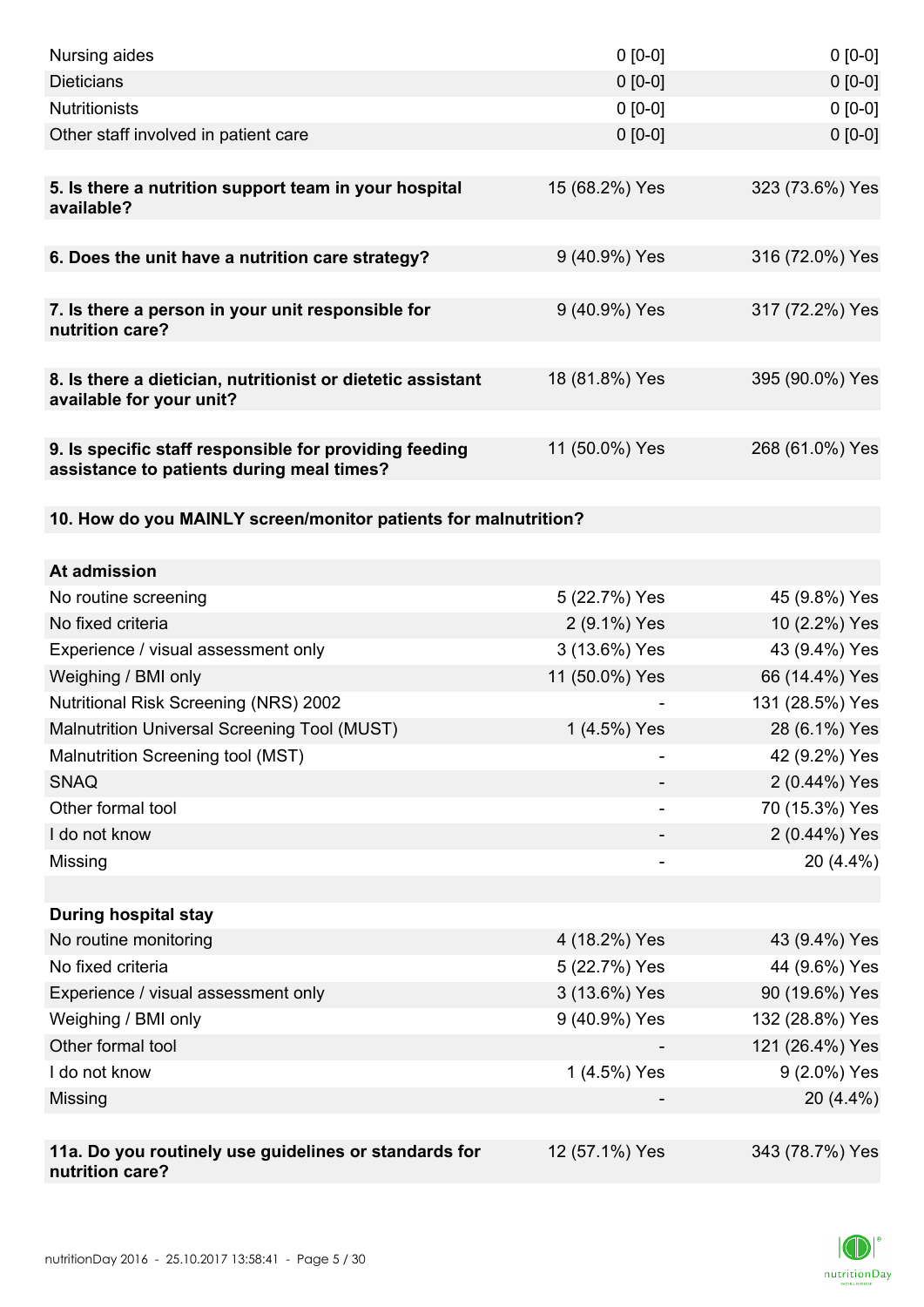| | | |
|---|---|---|
| Nursing aides | 0 [0-0] | 0 [0-0] |
| Dieticians | 0 [0-0] | 0 [0-0] |
| Nutritionists | 0 [0-0] | 0 [0-0] |
| Other staff involved in patient care | 0 [0-0] | 0 [0-0] |
| | | |
| **5. Is there a nutrition support team in your hospital available?** | 15 (68.2%) Yes | 323 (73.6%) Yes |
| | | |
| **6. Does the unit have a nutrition care strategy?** | 9 (40.9%) Yes | 316 (72.0%) Yes |
| | | |
| **7. Is there a person in your unit responsible for nutrition care?** | 9 (40.9%) Yes | 317 (72.2%) Yes |
| | | |
| **8. Is there a dietician, nutritionist or dietetic assistant available for your unit?** | 18 (81.8%) Yes | 395 (90.0%) Yes |
| | | |
| **9. Is specific staff responsible for providing feeding assistance to patients during meal times?** | 11 (50.0%) Yes | 268 (61.0%) Yes |
| | | |
| **10. How do you MAINLY screen/monitor patients for malnutrition?** | | |
| | | |
| **At admission** | | |
| No routine screening | 5 (22.7%) Yes | 45 (9.8%) Yes |
| No fixed criteria | 2 (9.1%) Yes | 10 (2.2%) Yes |
| Experience / visual assessment only | 3 (13.6%) Yes | 43 (9.4%) Yes |
| Weighing / BMI only | 11 (50.0%) Yes | 66 (14.4%) Yes |
| Nutritional Risk Screening (NRS) 2002 | - | 131 (28.5%) Yes |
| Malnutrition Universal Screening Tool (MUST) | 1 (4.5%) Yes | 28 (6.1%) Yes |
| Malnutrition Screening tool (MST) | - | 42 (9.2%) Yes |
| SNAQ | - | 2 (0.44%) Yes |
| Other formal tool | - | 70 (15.3%) Yes |
| I do not know | - | 2 (0.44%) Yes |
| Missing | - | 20 (4.4%) |
| | | |
| **During hospital stay** | | |
| No routine monitoring | 4 (18.2%) Yes | 43 (9.4%) Yes |
| No fixed criteria | 5 (22.7%) Yes | 44 (9.6%) Yes |
| Experience / visual assessment only | 3 (13.6%) Yes | 90 (19.6%) Yes |
| Weighing / BMI only | 9 (40.9%) Yes | 132 (28.8%) Yes |
| Other formal tool | - | 121 (26.4%) Yes |
| I do not know | 1 (4.5%) Yes | 9 (2.0%) Yes |
| Missing | - | 20 (4.4%) |
| | | |
| **11a. Do you routinely use guidelines or standards for nutrition care?** | 12 (57.1%) Yes | 343 (78.7%) Yes |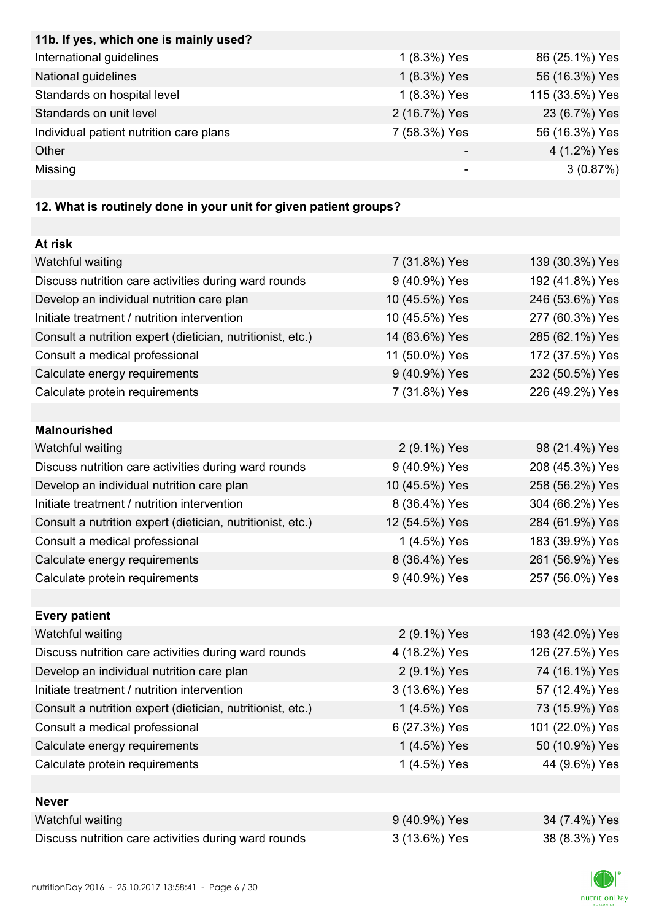| 11b. If yes, which one is mainly used? | | |
|---|---|---|
| International guidelines | 1 (8.3%) Yes | 86 (25.1%) Yes |
| National guidelines | 1 (8.3%) Yes | 56 (16.3%) Yes |
| Standards on hospital level | 1 (8.3%) Yes | 115 (33.5%) Yes |
| Standards on unit level | 2 (16.7%) Yes | 23 (6.7%) Yes |
| Individual patient nutrition care plans | 7 (58.3%) Yes | 56 (16.3%) Yes |
| Other | - | 4 (1.2%) Yes |
| Missing | - | 3 (0.87%) |

**12. What is routinely done in your unit for given patient groups?**

| At risk | | |
|---|---|---|
| Watchful waiting | 7 (31.8%) Yes | 139 (30.3%) Yes |
| Discuss nutrition care activities during ward rounds | 9 (40.9%) Yes | 192 (41.8%) Yes |
| Develop an individual nutrition care plan | 10 (45.5%) Yes | 246 (53.6%) Yes |
| Initiate treatment / nutrition intervention | 10 (45.5%) Yes | 277 (60.3%) Yes |
| Consult a nutrition expert (dietician, nutritionist, etc.) | 14 (63.6%) Yes | 285 (62.1%) Yes |
| Consult a medical professional | 11 (50.0%) Yes | 172 (37.5%) Yes |
| Calculate energy requirements | 9 (40.9%) Yes | 232 (50.5%) Yes |
| Calculate protein requirements | 7 (31.8%) Yes | 226 (49.2%) Yes |
| **Malnourished** | | |
| Watchful waiting | 2 (9.1%) Yes | 98 (21.4%) Yes |
| Discuss nutrition care activities during ward rounds | 9 (40.9%) Yes | 208 (45.3%) Yes |
| Develop an individual nutrition care plan | 10 (45.5%) Yes | 258 (56.2%) Yes |
| Initiate treatment / nutrition intervention | 8 (36.4%) Yes | 304 (66.2%) Yes |
| Consult a nutrition expert (dietician, nutritionist, etc.) | 12 (54.5%) Yes | 284 (61.9%) Yes |
| Consult a medical professional | 1 (4.5%) Yes | 183 (39.9%) Yes |
| Calculate energy requirements | 8 (36.4%) Yes | 261 (56.9%) Yes |
| Calculate protein requirements | 9 (40.9%) Yes | 257 (56.0%) Yes |
| **Every patient** | | |
| Watchful waiting | 2 (9.1%) Yes | 193 (42.0%) Yes |
| Discuss nutrition care activities during ward rounds | 4 (18.2%) Yes | 126 (27.5%) Yes |
| Develop an individual nutrition care plan | 2 (9.1%) Yes | 74 (16.1%) Yes |
| Initiate treatment / nutrition intervention | 3 (13.6%) Yes | 57 (12.4%) Yes |
| Consult a nutrition expert (dietician, nutritionist, etc.) | 1 (4.5%) Yes | 73 (15.9%) Yes |
| Consult a medical professional | 6 (27.3%) Yes | 101 (22.0%) Yes |
| Calculate energy requirements | 1 (4.5%) Yes | 50 (10.9%) Yes |
| Calculate protein requirements | 1 (4.5%) Yes | 44 (9.6%) Yes |
| **Never** | | |
| Watchful waiting | 9 (40.9%) Yes | 34 (7.4%) Yes |
| Discuss nutrition care activities during ward rounds | 3 (13.6%) Yes | 38 (8.3%) Yes |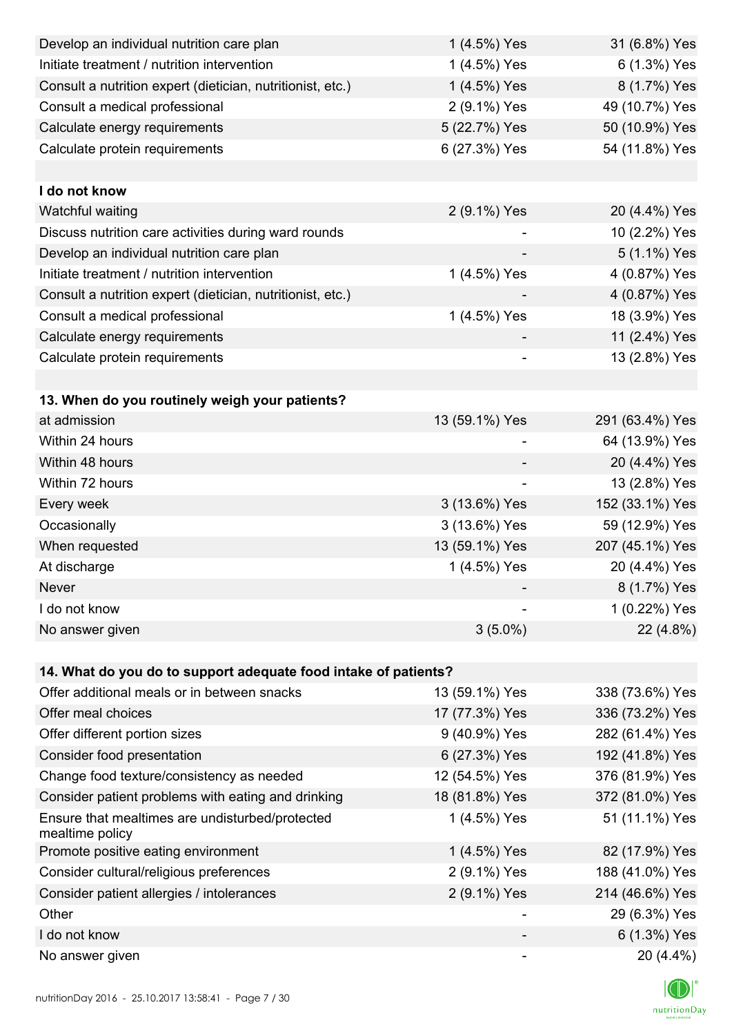| | | |
|---|---|---|
| Develop an individual nutrition care plan | 1 (4.5%) Yes | 31 (6.8%) Yes |
| Initiate treatment / nutrition intervention | 1 (4.5%) Yes | 6 (1.3%) Yes |
| Consult a nutrition expert (dietician, nutritionist, etc.) | 1 (4.5%) Yes | 8 (1.7%) Yes |
| Consult a medical professional | 2 (9.1%) Yes | 49 (10.7%) Yes |
| Calculate energy requirements | 5 (22.7%) Yes | 50 (10.9%) Yes |
| Calculate protein requirements | 6 (27.3%) Yes | 54 (11.8%) Yes |
| | | |
| **I do not know** | | |
| Watchful waiting | 2 (9.1%) Yes | 20 (4.4%) Yes |
| Discuss nutrition care activities during ward rounds | - | 10 (2.2%) Yes |
| Develop an individual nutrition care plan | - | 5 (1.1%) Yes |
| Initiate treatment / nutrition intervention | 1 (4.5%) Yes | 4 (0.87%) Yes |
| Consult a nutrition expert (dietician, nutritionist, etc.) | - | 4 (0.87%) Yes |
| Consult a medical professional | 1 (4.5%) Yes | 18 (3.9%) Yes |
| Calculate energy requirements | - | 11 (2.4%) Yes |
| Calculate protein requirements | - | 13 (2.8%) Yes |

| **13. When do you routinely weigh your patients?** | | |
|---|---|---|
| at admission | 13 (59.1%) Yes | 291 (63.4%) Yes |
| Within 24 hours | - | 64 (13.9%) Yes |
| Within 48 hours | - | 20 (4.4%) Yes |
| Within 72 hours | - | 13 (2.8%) Yes |
| Every week | 3 (13.6%) Yes | 152 (33.1%) Yes |
| Occasionally | 3 (13.6%) Yes | 59 (12.9%) Yes |
| When requested | 13 (59.1%) Yes | 207 (45.1%) Yes |
| At discharge | 1 (4.5%) Yes | 20 (4.4%) Yes |
| Never | - | 8 (1.7%) Yes |
| I do not know | - | 1 (0.22%) Yes |
| No answer given | 3 (5.0%) | 22 (4.8%) |

| **14. What do you do to support adequate food intake of patients?** | | |
|---|---|---|
| Offer additional meals or in between snacks | 13 (59.1%) Yes | 338 (73.6%) Yes |
| Offer meal choices | 17 (77.3%) Yes | 336 (73.2%) Yes |
| Offer different portion sizes | 9 (40.9%) Yes | 282 (61.4%) Yes |
| Consider food presentation | 6 (27.3%) Yes | 192 (41.8%) Yes |
| Change food texture/consistency as needed | 12 (54.5%) Yes | 376 (81.9%) Yes |
| Consider patient problems with eating and drinking | 18 (81.8%) Yes | 372 (81.0%) Yes |
| Ensure that mealtimes are undisturbed/protected mealtime policy | 1 (4.5%) Yes | 51 (11.1%) Yes |
| Promote positive eating environment | 1 (4.5%) Yes | 82 (17.9%) Yes |
| Consider cultural/religious preferences | 2 (9.1%) Yes | 188 (41.0%) Yes |
| Consider patient allergies / intolerances | 2 (9.1%) Yes | 214 (46.6%) Yes |
| Other | - | 29 (6.3%) Yes |
| I do not know | - | 6 (1.3%) Yes |
| No answer given | - | 20 (4.4%) |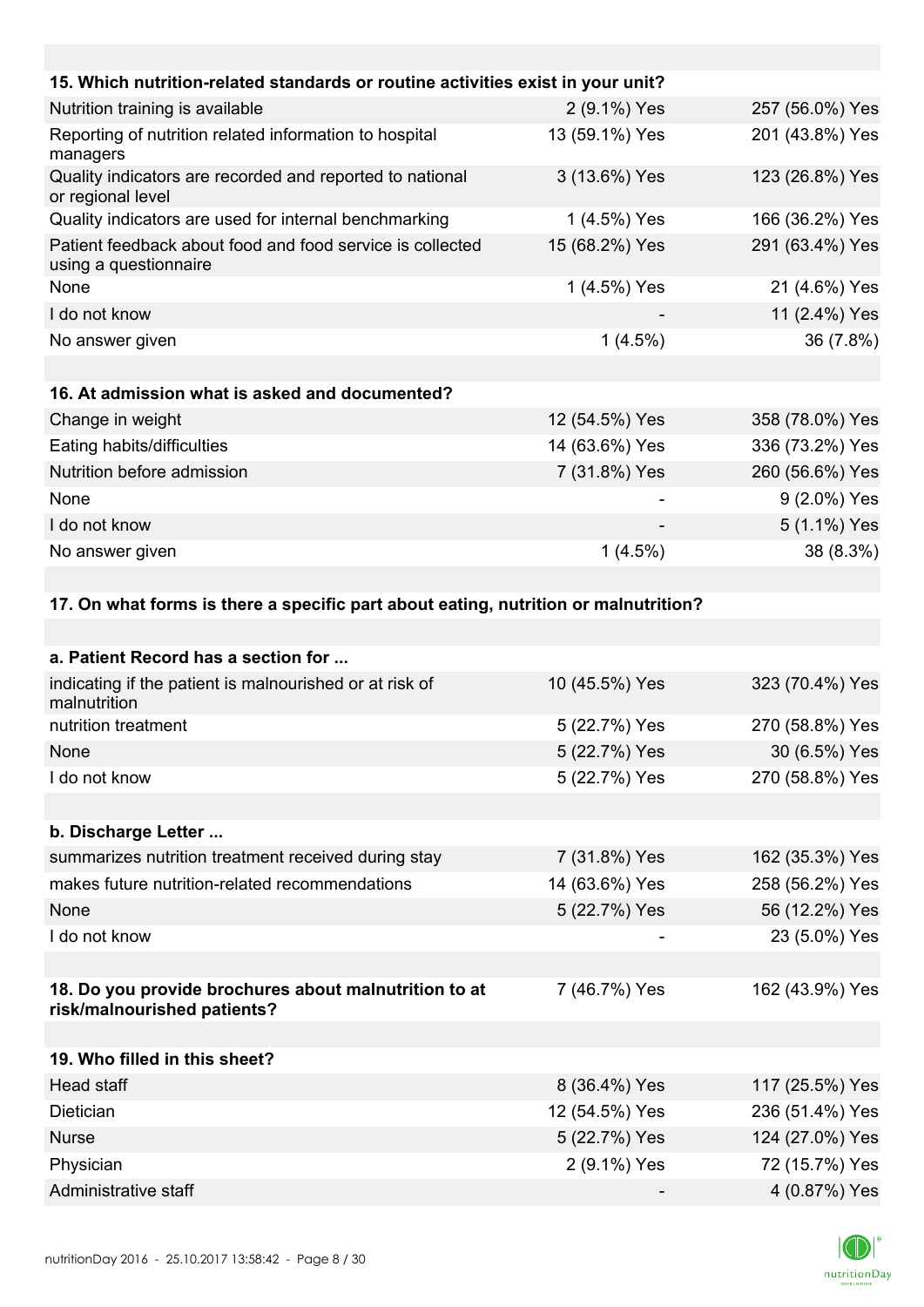| 15. Which nutrition-related standards or routine activities exist in your unit? | | |
|---|---|---|
| Nutrition training is available | 2 (9.1%) Yes | 257 (56.0%) Yes |
| Reporting of nutrition related information to hospital managers | 13 (59.1%) Yes | 201 (43.8%) Yes |
| Quality indicators are recorded and reported to national or regional level | 3 (13.6%) Yes | 123 (26.8%) Yes |
| Quality indicators are used for internal benchmarking | 1 (4.5%) Yes | 166 (36.2%) Yes |
| Patient feedback about food and food service is collected using a questionnaire | 15 (68.2%) Yes | 291 (63.4%) Yes |
| None | 1 (4.5%) Yes | 21 (4.6%) Yes |
| I do not know | - | 11 (2.4%) Yes |
| No answer given | 1 (4.5%) | 36 (7.8%) |

| 16. At admission what is asked and documented? | | |
|---|---|---|
| Change in weight | 12 (54.5%) Yes | 358 (78.0%) Yes |
| Eating habits/difficulties | 14 (63.6%) Yes | 336 (73.2%) Yes |
| Nutrition before admission | 7 (31.8%) Yes | 260 (56.6%) Yes |
| None | - | 9 (2.0%) Yes |
| I do not know | - | 5 (1.1%) Yes |
| No answer given | 1 (4.5%) | 38 (8.3%) |

**17. On what forms is there a specific part about eating, nutrition or malnutrition?**

| a. Patient Record has a section for ... | | |
|---|---|---|
| indicating if the patient is malnourished or at risk of malnutrition | 10 (45.5%) Yes | 323 (70.4%) Yes |
| nutrition treatment | 5 (22.7%) Yes | 270 (58.8%) Yes |
| None | 5 (22.7%) Yes | 30 (6.5%) Yes |
| I do not know | 5 (22.7%) Yes | 270 (58.8%) Yes |

| b. Discharge Letter ... | | |
|---|---|---|
| summarizes nutrition treatment received during stay | 7 (31.8%) Yes | 162 (35.3%) Yes |
| makes future nutrition-related recommendations | 14 (63.6%) Yes | 258 (56.2%) Yes |
| None | 5 (22.7%) Yes | 56 (12.2%) Yes |
| I do not know | - | 23 (5.0%) Yes |

| 18. Do you provide brochures about malnutrition to at risk/malnourished patients? | 7 (46.7%) Yes | 162 (43.9%) Yes |
|---|---|---|

| 19. Who filled in this sheet? | | |
|---|---|---|
| Head staff | 8 (36.4%) Yes | 117 (25.5%) Yes |
| Dietician | 12 (54.5%) Yes | 236 (51.4%) Yes |
| Nurse | 5 (22.7%) Yes | 124 (27.0%) Yes |
| Physician | 2 (9.1%) Yes | 72 (15.7%) Yes |
| Administrative staff | - | 4 (0.87%) Yes |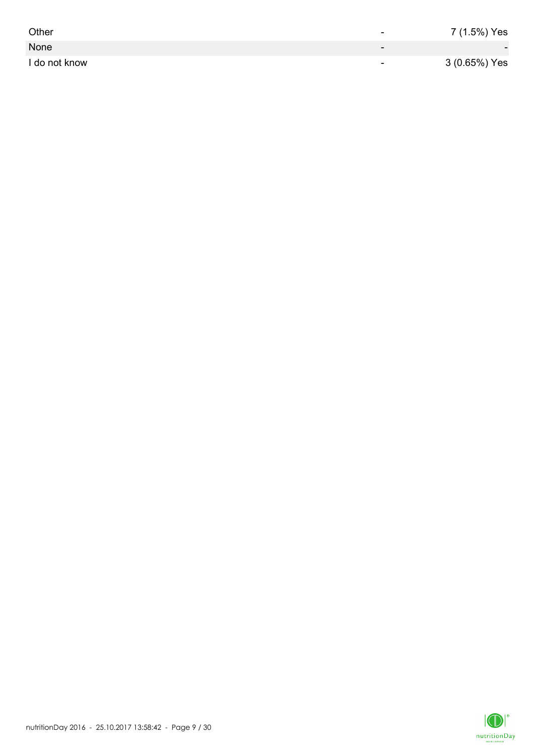| | | |
|---|---|---|
| Other | - | 7 (1.5%) Yes |
| None | - | - |
| I do not know | - | 3 (0.65%) Yes |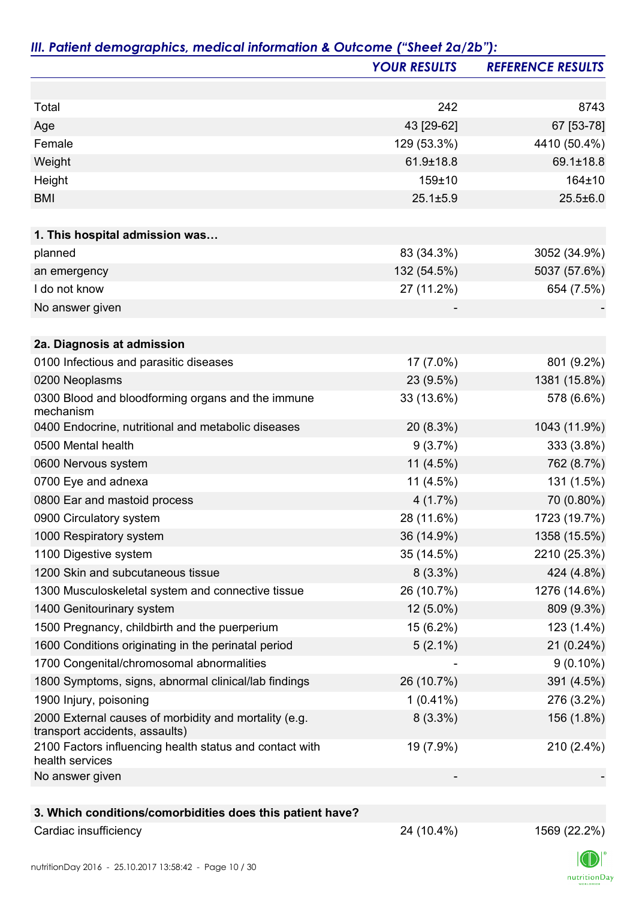## *III. Patient demographics, medical information & Outcome ("Sheet 2a/2b"):*

| | *YOUR RESULTS* | *REFERENCE RESULTS* |
|---|---|---|
| Total | 242 | 8743 |
| Age | 43 [29-62] | 67 [53-78] |
| Female | 129 (53.3%) | 4410 (50.4%) |
| Weight | 61.9±18.8 | 69.1±18.8 |
| Height | 159±10 | 164±10 |
| BMI | 25.1±5.9 | 25.5±6.0 |
| **1. This hospital admission was…** | | |
| planned | 83 (34.3%) | 3052 (34.9%) |
| an emergency | 132 (54.5%) | 5037 (57.6%) |
| I do not know | 27 (11.2%) | 654 (7.5%) |
| No answer given | - | - |
| **2a. Diagnosis at admission** | | |
| 0100 Infectious and parasitic diseases | 17 (7.0%) | 801 (9.2%) |
| 0200 Neoplasms | 23 (9.5%) | 1381 (15.8%) |
| 0300 Blood and bloodforming organs and the immune mechanism | 33 (13.6%) | 578 (6.6%) |
| 0400 Endocrine, nutritional and metabolic diseases | 20 (8.3%) | 1043 (11.9%) |
| 0500 Mental health | 9 (3.7%) | 333 (3.8%) |
| 0600 Nervous system | 11 (4.5%) | 762 (8.7%) |
| 0700 Eye and adnexa | 11 (4.5%) | 131 (1.5%) |
| 0800 Ear and mastoid process | 4 (1.7%) | 70 (0.80%) |
| 0900 Circulatory system | 28 (11.6%) | 1723 (19.7%) |
| 1000 Respiratory system | 36 (14.9%) | 1358 (15.5%) |
| 1100 Digestive system | 35 (14.5%) | 2210 (25.3%) |
| 1200 Skin and subcutaneous tissue | 8 (3.3%) | 424 (4.8%) |
| 1300 Musculoskeletal system and connective tissue | 26 (10.7%) | 1276 (14.6%) |
| 1400 Genitourinary system | 12 (5.0%) | 809 (9.3%) |
| 1500 Pregnancy, childbirth and the puerperium | 15 (6.2%) | 123 (1.4%) |
| 1600 Conditions originating in the perinatal period | 5 (2.1%) | 21 (0.24%) |
| 1700 Congenital/chromosomal abnormalities | - | 9 (0.10%) |
| 1800 Symptoms, signs, abnormal clinical/lab findings | 26 (10.7%) | 391 (4.5%) |
| 1900 Injury, poisoning | 1 (0.41%) | 276 (3.2%) |
| 2000 External causes of morbidity and mortality (e.g. transport accidents, assaults) | 8 (3.3%) | 156 (1.8%) |
| 2100 Factors influencing health status and contact with health services | 19 (7.9%) | 210 (2.4%) |
| No answer given | - | - |
| **3. Which conditions/comorbidities does this patient have?** | | |
| Cardiac insufficiency | 24 (10.4%) | 1569 (22.2%) |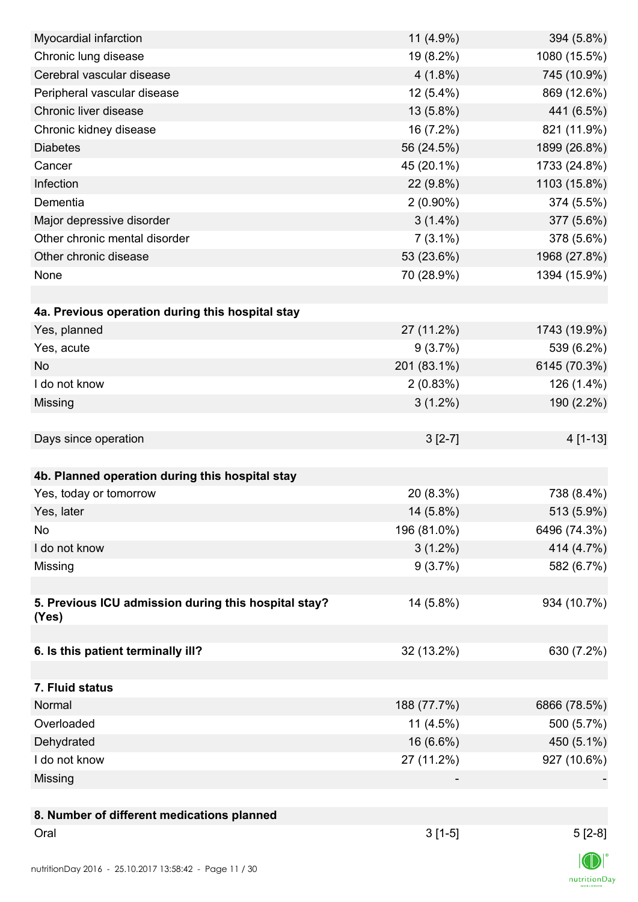| | | |
|---|---|---|
| Myocardial infarction | 11 (4.9%) | 394 (5.8%) |
| Chronic lung disease | 19 (8.2%) | 1080 (15.5%) |
| Cerebral vascular disease | 4 (1.8%) | 745 (10.9%) |
| Peripheral vascular disease | 12 (5.4%) | 869 (12.6%) |
| Chronic liver disease | 13 (5.8%) | 441 (6.5%) |
| Chronic kidney disease | 16 (7.2%) | 821 (11.9%) |
| Diabetes | 56 (24.5%) | 1899 (26.8%) |
| Cancer | 45 (20.1%) | 1733 (24.8%) |
| Infection | 22 (9.8%) | 1103 (15.8%) |
| Dementia | 2 (0.90%) | 374 (5.5%) |
| Major depressive disorder | 3 (1.4%) | 377 (5.6%) |
| Other chronic mental disorder | 7 (3.1%) | 378 (5.6%) |
| Other chronic disease | 53 (23.6%) | 1968 (27.8%) |
| None | 70 (28.9%) | 1394 (15.9%) |
| | | |
| **4a. Previous operation during this hospital stay** | | |
| Yes, planned | 27 (11.2%) | 1743 (19.9%) |
| Yes, acute | 9 (3.7%) | 539 (6.2%) |
| No | 201 (83.1%) | 6145 (70.3%) |
| I do not know | 2 (0.83%) | 126 (1.4%) |
| Missing | 3 (1.2%) | 190 (2.2%) |
| | | |
| Days since operation | 3 [2-7] | 4 [1-13] |
| | | |
| **4b. Planned operation during this hospital stay** | | |
| Yes, today or tomorrow | 20 (8.3%) | 738 (8.4%) |
| Yes, later | 14 (5.8%) | 513 (5.9%) |
| No | 196 (81.0%) | 6496 (74.3%) |
| I do not know | 3 (1.2%) | 414 (4.7%) |
| Missing | 9 (3.7%) | 582 (6.7%) |
| | | |
| **5. Previous ICU admission during this hospital stay? (Yes)** | 14 (5.8%) | 934 (10.7%) |
| | | |
| **6. Is this patient terminally ill?** | 32 (13.2%) | 630 (7.2%) |
| | | |
| **7. Fluid status** | | |
| Normal | 188 (77.7%) | 6866 (78.5%) |
| Overloaded | 11 (4.5%) | 500 (5.7%) |
| Dehydrated | 16 (6.6%) | 450 (5.1%) |
| I do not know | 27 (11.2%) | 927 (10.6%) |
| Missing | - | - |
| | | |
| **8. Number of different medications planned** | | |
| Oral | 3 [1-5] | 5 [2-8] |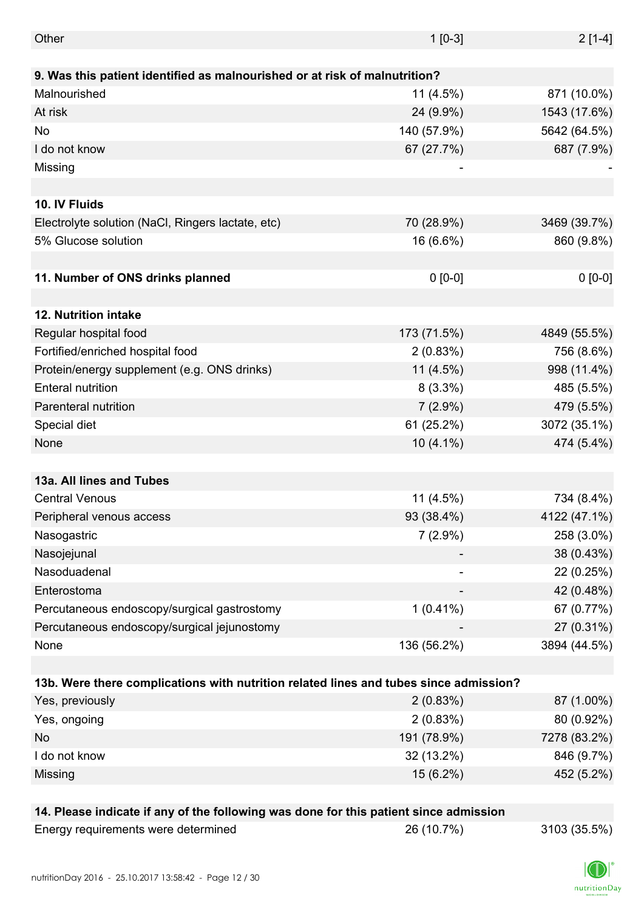| | | |
|---|---|---|
| Other | 1 [0-3] | 2 [1-4] |
| | | |
| **9. Was this patient identified as malnourished or at risk of malnutrition?** | | |
| Malnourished | 11 (4.5%) | 871 (10.0%) |
| At risk | 24 (9.9%) | 1543 (17.6%) |
| No | 140 (57.9%) | 5642 (64.5%) |
| I do not know | 67 (27.7%) | 687 (7.9%) |
| Missing | - | - |
| | | |
| **10. IV Fluids** | | |
| Electrolyte solution (NaCl, Ringers lactate, etc) | 70 (28.9%) | 3469 (39.7%) |
| 5% Glucose solution | 16 (6.6%) | 860 (9.8%) |
| | | |
| **11. Number of ONS drinks planned** | 0 [0-0] | 0 [0-0] |
| | | |
| **12. Nutrition intake** | | |
| Regular hospital food | 173 (71.5%) | 4849 (55.5%) |
| Fortified/enriched hospital food | 2 (0.83%) | 756 (8.6%) |
| Protein/energy supplement (e.g. ONS drinks) | 11 (4.5%) | 998 (11.4%) |
| Enteral nutrition | 8 (3.3%) | 485 (5.5%) |
| Parenteral nutrition | 7 (2.9%) | 479 (5.5%) |
| Special diet | 61 (25.2%) | 3072 (35.1%) |
| None | 10 (4.1%) | 474 (5.4%) |
| | | |
| **13a. All lines and Tubes** | | |
| Central Venous | 11 (4.5%) | 734 (8.4%) |
| Peripheral venous access | 93 (38.4%) | 4122 (47.1%) |
| Nasogastric | 7 (2.9%) | 258 (3.0%) |
| Nasojejunal | - | 38 (0.43%) |
| Nasoduadenal | - | 22 (0.25%) |
| Enterostoma | - | 42 (0.48%) |
| Percutaneous endoscopy/surgical gastrostomy | 1 (0.41%) | 67 (0.77%) |
| Percutaneous endoscopy/surgical jejunostomy | - | 27 (0.31%) |
| None | 136 (56.2%) | 3894 (44.5%) |
| | | |
| **13b. Were there complications with nutrition related lines and tubes since admission?** | | |
| Yes, previously | 2 (0.83%) | 87 (1.00%) |
| Yes, ongoing | 2 (0.83%) | 80 (0.92%) |
| No | 191 (78.9%) | 7278 (83.2%) |
| I do not know | 32 (13.2%) | 846 (9.7%) |
| Missing | 15 (6.2%) | 452 (5.2%) |
| | | |
| **14. Please indicate if any of the following was done for this patient since admission** | | |
| Energy requirements were determined | 26 (10.7%) | 3103 (35.5%) |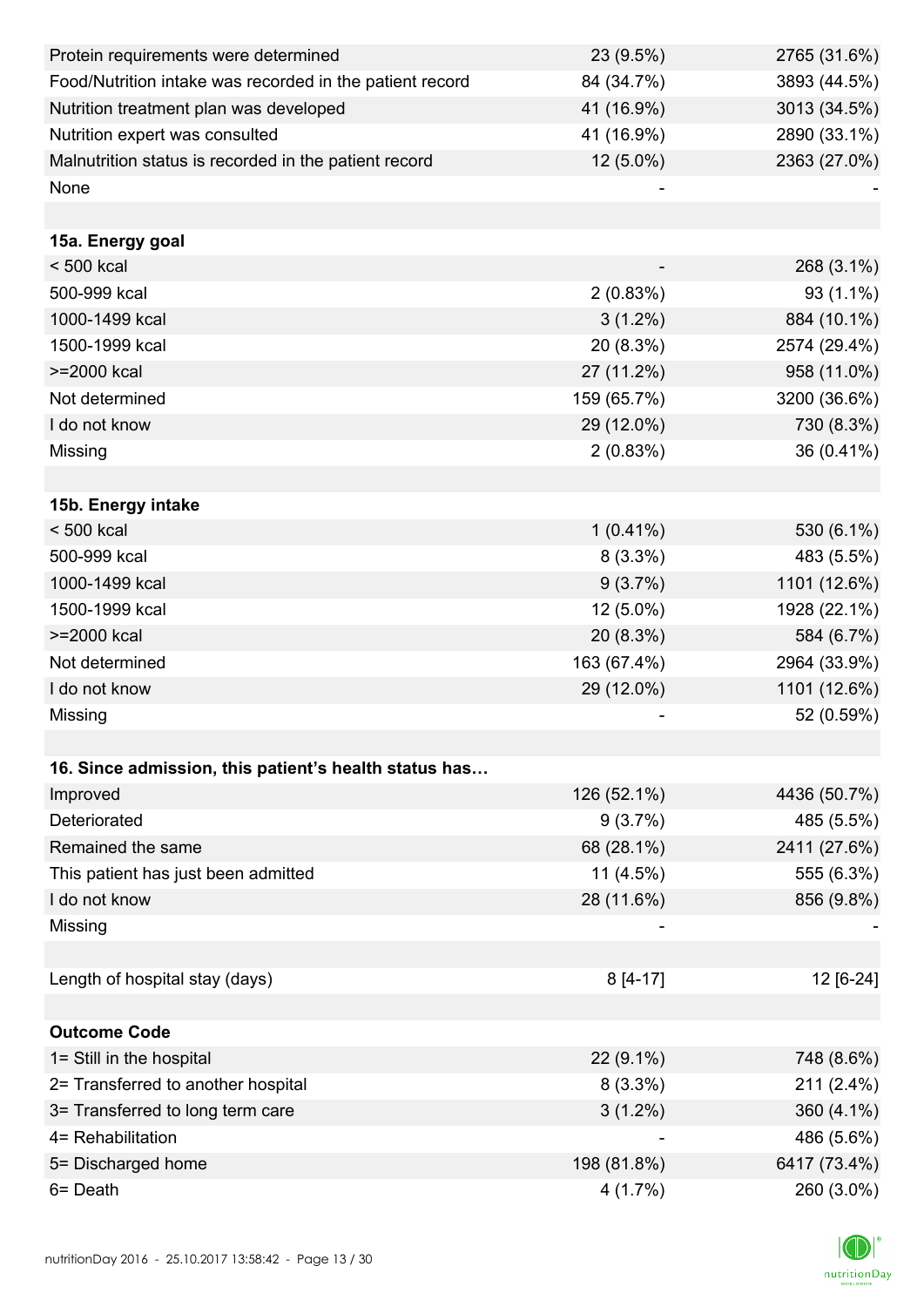| | | |
|---|---|---|
| Protein requirements were determined | 23 (9.5%) | 2765 (31.6%) |
| Food/Nutrition intake was recorded in the patient record | 84 (34.7%) | 3893 (44.5%) |
| Nutrition treatment plan was developed | 41 (16.9%) | 3013 (34.5%) |
| Nutrition expert was consulted | 41 (16.9%) | 2890 (33.1%) |
| Malnutrition status is recorded in the patient record | 12 (5.0%) | 2363 (27.0%) |
| None | - | - |
| | | |
| **15a. Energy goal** | | |
| < 500 kcal | - | 268 (3.1%) |
| 500-999 kcal | 2 (0.83%) | 93 (1.1%) |
| 1000-1499 kcal | 3 (1.2%) | 884 (10.1%) |
| 1500-1999 kcal | 20 (8.3%) | 2574 (29.4%) |
| >=2000 kcal | 27 (11.2%) | 958 (11.0%) |
| Not determined | 159 (65.7%) | 3200 (36.6%) |
| I do not know | 29 (12.0%) | 730 (8.3%) |
| Missing | 2 (0.83%) | 36 (0.41%) |
| | | |
| **15b. Energy intake** | | |
| < 500 kcal | 1 (0.41%) | 530 (6.1%) |
| 500-999 kcal | 8 (3.3%) | 483 (5.5%) |
| 1000-1499 kcal | 9 (3.7%) | 1101 (12.6%) |
| 1500-1999 kcal | 12 (5.0%) | 1928 (22.1%) |
| >=2000 kcal | 20 (8.3%) | 584 (6.7%) |
| Not determined | 163 (67.4%) | 2964 (33.9%) |
| I do not know | 29 (12.0%) | 1101 (12.6%) |
| Missing | - | 52 (0.59%) |
| | | |
| **16. Since admission, this patient's health status has…** | | |
| Improved | 126 (52.1%) | 4436 (50.7%) |
| Deteriorated | 9 (3.7%) | 485 (5.5%) |
| Remained the same | 68 (28.1%) | 2411 (27.6%) |
| This patient has just been admitted | 11 (4.5%) | 555 (6.3%) |
| I do not know | 28 (11.6%) | 856 (9.8%) |
| Missing | - | - |
| | | |
| Length of hospital stay (days) | 8 [4-17] | 12 [6-24] |
| | | |
| **Outcome Code** | | |
| 1= Still in the hospital | 22 (9.1%) | 748 (8.6%) |
| 2= Transferred to another hospital | 8 (3.3%) | 211 (2.4%) |
| 3= Transferred to long term care | 3 (1.2%) | 360 (4.1%) |
| 4= Rehabilitation | - | 486 (5.6%) |
| 5= Discharged home | 198 (81.8%) | 6417 (73.4%) |
| 6= Death | 4 (1.7%) | 260 (3.0%) |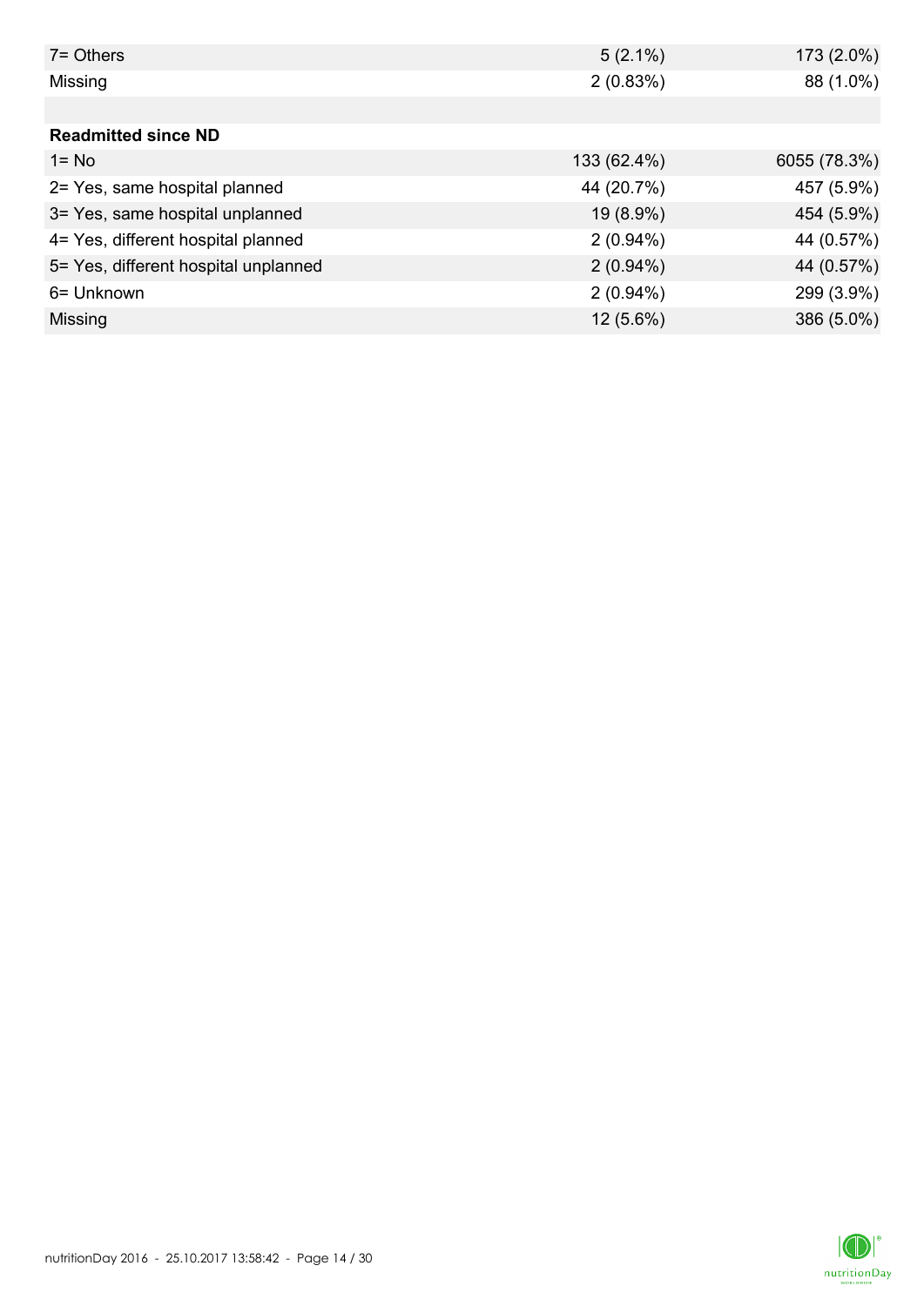| | | |
|---|---|---|
| 7= Others | 5 (2.1%) | 173 (2.0%) |
| Missing | 2 (0.83%) | 88 (1.0%) |
| | | |
| **Readmitted since ND** | | |
| 1= No | 133 (62.4%) | 6055 (78.3%) |
| 2= Yes, same hospital planned | 44 (20.7%) | 457 (5.9%) |
| 3= Yes, same hospital unplanned | 19 (8.9%) | 454 (5.9%) |
| 4= Yes, different hospital planned | 2 (0.94%) | 44 (0.57%) |
| 5= Yes, different hospital unplanned | 2 (0.94%) | 44 (0.57%) |
| 6= Unknown | 2 (0.94%) | 299 (3.9%) |
| Missing | 12 (5.6%) | 386 (5.0%) |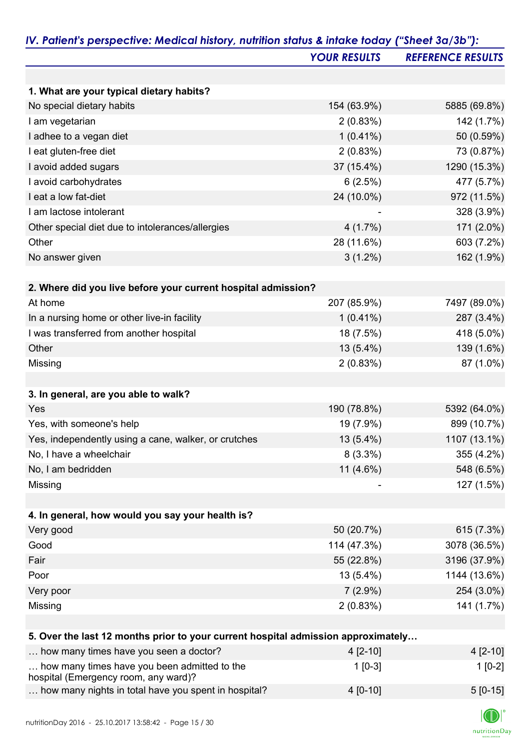## *IV. Patient's perspective: Medical history, nutrition status & intake today ("Sheet 3a/3b"):*

| | *YOUR RESULTS* | *REFERENCE RESULTS* |
|---|---|---|
| **1. What are your typical dietary habits?** | | |
| No special dietary habits | 154 (63.9%) | 5885 (69.8%) |
| I am vegetarian | 2 (0.83%) | 142 (1.7%) |
| I adhee to a vegan diet | 1 (0.41%) | 50 (0.59%) |
| I eat gluten-free diet | 2 (0.83%) | 73 (0.87%) |
| I avoid added sugars | 37 (15.4%) | 1290 (15.3%) |
| I avoid carbohydrates | 6 (2.5%) | 477 (5.7%) |
| I eat a low fat-diet | 24 (10.0%) | 972 (11.5%) |
| I am lactose intolerant | - | 328 (3.9%) |
| Other special diet due to intolerances/allergies | 4 (1.7%) | 171 (2.0%) |
| Other | 28 (11.6%) | 603 (7.2%) |
| No answer given | 3 (1.2%) | 162 (1.9%) |
| **2. Where did you live before your current hospital admission?** | | |
| At home | 207 (85.9%) | 7497 (89.0%) |
| In a nursing home or other live-in facility | 1 (0.41%) | 287 (3.4%) |
| I was transferred from another hospital | 18 (7.5%) | 418 (5.0%) |
| Other | 13 (5.4%) | 139 (1.6%) |
| Missing | 2 (0.83%) | 87 (1.0%) |
| **3. In general, are you able to walk?** | | |
| Yes | 190 (78.8%) | 5392 (64.0%) |
| Yes, with someone's help | 19 (7.9%) | 899 (10.7%) |
| Yes, independently using a cane, walker, or crutches | 13 (5.4%) | 1107 (13.1%) |
| No, I have a wheelchair | 8 (3.3%) | 355 (4.2%) |
| No, I am bedridden | 11 (4.6%) | 548 (6.5%) |
| Missing | - | 127 (1.5%) |
| **4. In general, how would you say your health is?** | | |
| Very good | 50 (20.7%) | 615 (7.3%) |
| Good | 114 (47.3%) | 3078 (36.5%) |
| Fair | 55 (22.8%) | 3196 (37.9%) |
| Poor | 13 (5.4%) | 1144 (13.6%) |
| Very poor | 7 (2.9%) | 254 (3.0%) |
| Missing | 2 (0.83%) | 141 (1.7%) |
| **5. Over the last 12 months prior to your current hospital admission approximately…** | | |
| … how many times have you seen a doctor? | 4 [2-10] | 4 [2-10] |
| … how many times have you been admitted to the hospital (Emergency room, any ward)? | 1 [0-3] | 1 [0-2] |
| … how many nights in total have you spent in hospital? | 4 [0-10] | 5 [0-15] |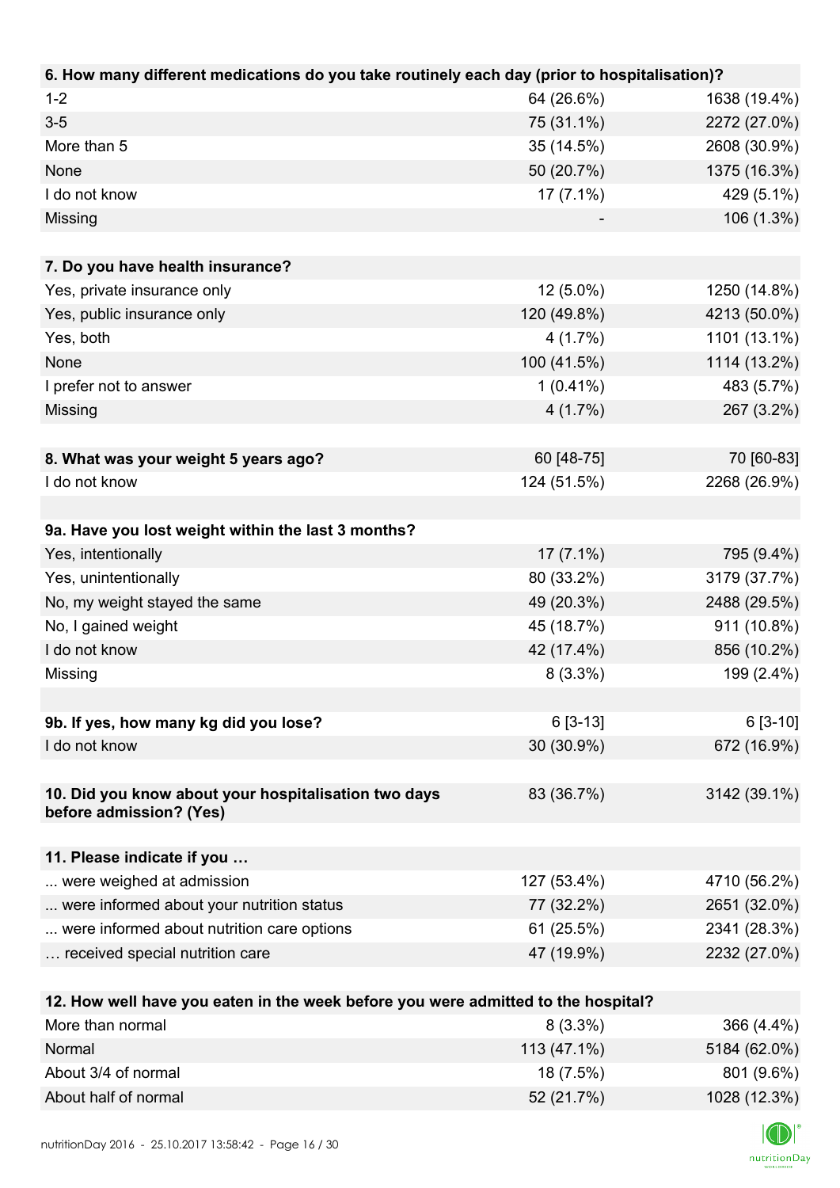| 6. How many different medications do you take routinely each day (prior to hospitalisation)? | | |
|---|---|---|
| 1-2 | 64 (26.6%) | 1638 (19.4%) |
| 3-5 | 75 (31.1%) | 2272 (27.0%) |
| More than 5 | 35 (14.5%) | 2608 (30.9%) |
| None | 50 (20.7%) | 1375 (16.3%) |
| I do not know | 17 (7.1%) | 429 (5.1%) |
| Missing | - | 106 (1.3%) |

| 7. Do you have health insurance? | | |
|---|---|---|
| Yes, private insurance only | 12 (5.0%) | 1250 (14.8%) |
| Yes, public insurance only | 120 (49.8%) | 4213 (50.0%) |
| Yes, both | 4 (1.7%) | 1101 (13.1%) |
| None | 100 (41.5%) | 1114 (13.2%) |
| I prefer not to answer | 1 (0.41%) | 483 (5.7%) |
| Missing | 4 (1.7%) | 267 (3.2%) |

| 8. What was your weight 5 years ago? | 60 [48-75] | 70 [60-83] |
|---|---|---|
| I do not know | 124 (51.5%) | 2268 (26.9%) |

| 9a. Have you lost weight within the last 3 months? | | |
|---|---|---|
| Yes, intentionally | 17 (7.1%) | 795 (9.4%) |
| Yes, unintentionally | 80 (33.2%) | 3179 (37.7%) |
| No, my weight stayed the same | 49 (20.3%) | 2488 (29.5%) |
| No, I gained weight | 45 (18.7%) | 911 (10.8%) |
| I do not know | 42 (17.4%) | 856 (10.2%) |
| Missing | 8 (3.3%) | 199 (2.4%) |

| 9b. If yes, how many kg did you lose? | 6 [3-13] | 6 [3-10] |
|---|---|---|
| I do not know | 30 (30.9%) | 672 (16.9%) |

| 10. Did you know about your hospitalisation two days before admission? (Yes) | 83 (36.7%) | 3142 (39.1%) |
|---|---|---|

| 11. Please indicate if you … | | |
|---|---|---|
| ... were weighed at admission | 127 (53.4%) | 4710 (56.2%) |
| ... were informed about your nutrition status | 77 (32.2%) | 2651 (32.0%) |
| ... were informed about nutrition care options | 61 (25.5%) | 2341 (28.3%) |
| … received special nutrition care | 47 (19.9%) | 2232 (27.0%) |

| 12. How well have you eaten in the week before you were admitted to the hospital? | | |
|---|---|---|
| More than normal | 8 (3.3%) | 366 (4.4%) |
| Normal | 113 (47.1%) | 5184 (62.0%) |
| About 3/4 of normal | 18 (7.5%) | 801 (9.6%) |
| About half of normal | 52 (21.7%) | 1028 (12.3%) |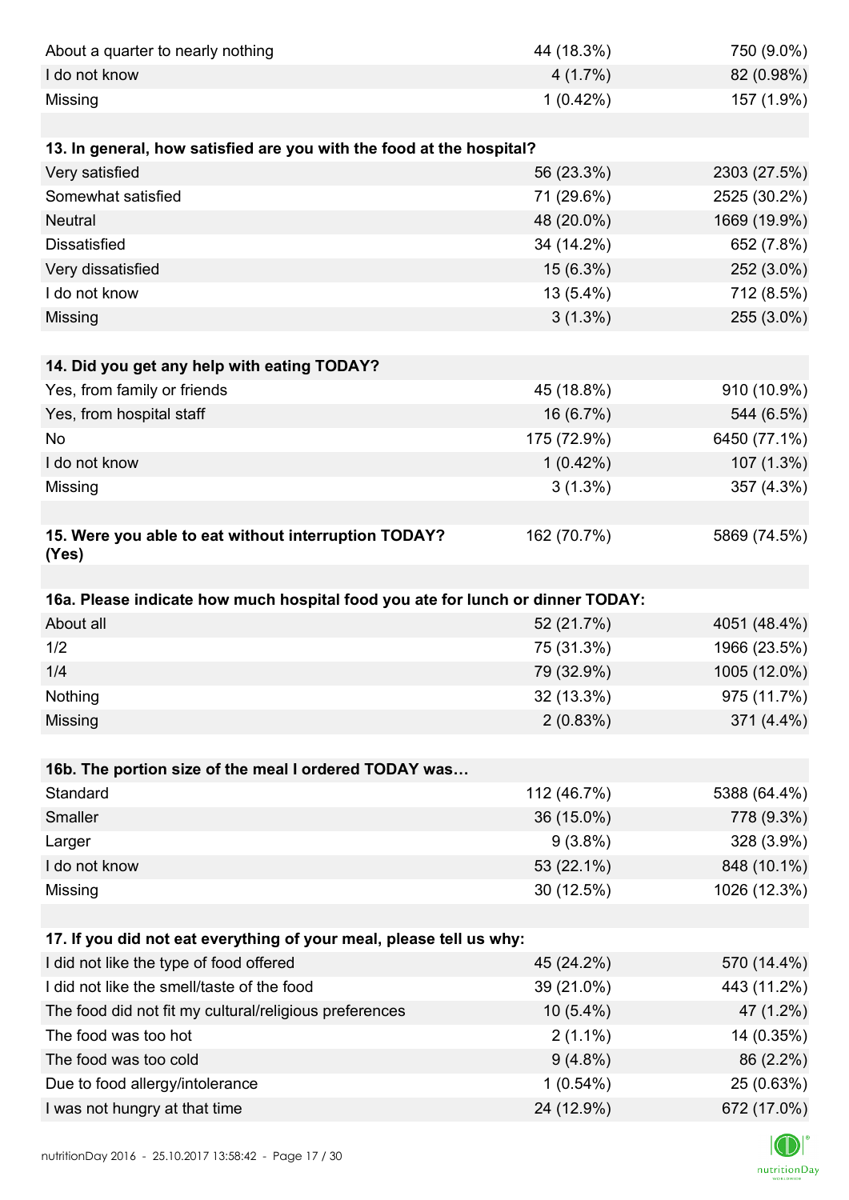| | | |
|---|---|---|
| About a quarter to nearly nothing | 44 (18.3%) | 750 (9.0%) |
| I do not know | 4 (1.7%) | 82 (0.98%) |
| Missing | 1 (0.42%) | 157 (1.9%) |

| **13. In general, how satisfied are you with the food at the hospital?** | | |
|---|---|---|
| Very satisfied | 56 (23.3%) | 2303 (27.5%) |
| Somewhat satisfied | 71 (29.6%) | 2525 (30.2%) |
| Neutral | 48 (20.0%) | 1669 (19.9%) |
| Dissatisfied | 34 (14.2%) | 652 (7.8%) |
| Very dissatisfied | 15 (6.3%) | 252 (3.0%) |
| I do not know | 13 (5.4%) | 712 (8.5%) |
| Missing | 3 (1.3%) | 255 (3.0%) |

| **14. Did you get any help with eating TODAY?** | | |
|---|---|---|
| Yes, from family or friends | 45 (18.8%) | 910 (10.9%) |
| Yes, from hospital staff | 16 (6.7%) | 544 (6.5%) |
| No | 175 (72.9%) | 6450 (77.1%) |
| I do not know | 1 (0.42%) | 107 (1.3%) |
| Missing | 3 (1.3%) | 357 (4.3%) |

| **15. Were you able to eat without interruption TODAY? (Yes)** | 162 (70.7%) | 5869 (74.5%) |
|---|---|---|

| **16a. Please indicate how much hospital food you ate for lunch or dinner TODAY:** | | |
|---|---|---|
| About all | 52 (21.7%) | 4051 (48.4%) |
| 1/2 | 75 (31.3%) | 1966 (23.5%) |
| 1/4 | 79 (32.9%) | 1005 (12.0%) |
| Nothing | 32 (13.3%) | 975 (11.7%) |
| Missing | 2 (0.83%) | 371 (4.4%) |

| **16b. The portion size of the meal I ordered TODAY was…** | | |
|---|---|---|
| Standard | 112 (46.7%) | 5388 (64.4%) |
| Smaller | 36 (15.0%) | 778 (9.3%) |
| Larger | 9 (3.8%) | 328 (3.9%) |
| I do not know | 53 (22.1%) | 848 (10.1%) |
| Missing | 30 (12.5%) | 1026 (12.3%) |

| **17. If you did not eat everything of your meal, please tell us why:** | | |
|---|---|---|
| I did not like the type of food offered | 45 (24.2%) | 570 (14.4%) |
| I did not like the smell/taste of the food | 39 (21.0%) | 443 (11.2%) |
| The food did not fit my cultural/religious preferences | 10 (5.4%) | 47 (1.2%) |
| The food was too hot | 2 (1.1%) | 14 (0.35%) |
| The food was too cold | 9 (4.8%) | 86 (2.2%) |
| Due to food allergy/intolerance | 1 (0.54%) | 25 (0.63%) |
| I was not hungry at that time | 24 (12.9%) | 672 (17.0%) |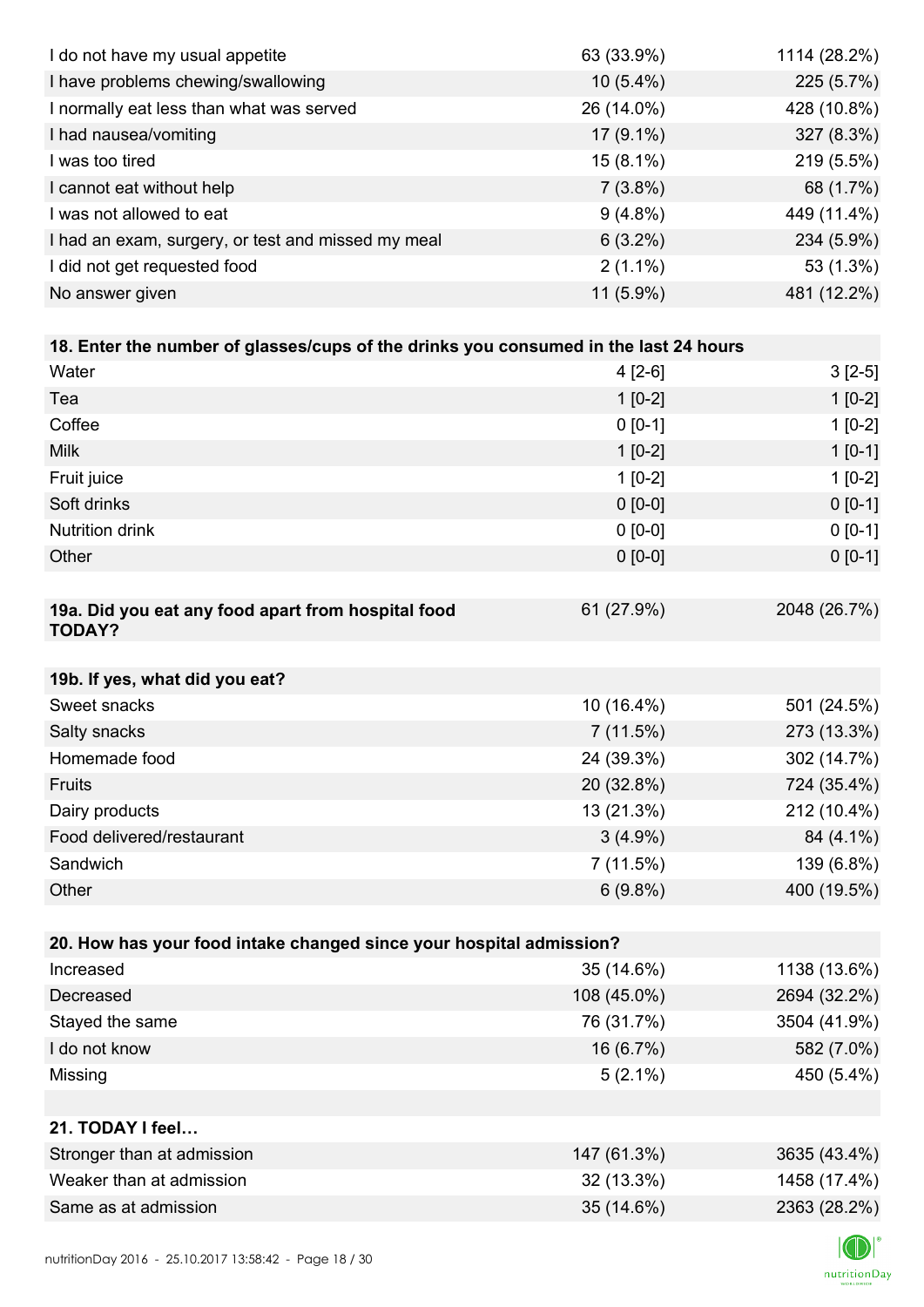| | | |
|---|---|---|
| I do not have my usual appetite | 63 (33.9%) | 1114 (28.2%) |
| I have problems chewing/swallowing | 10 (5.4%) | 225 (5.7%) |
| I normally eat less than what was served | 26 (14.0%) | 428 (10.8%) |
| I had nausea/vomiting | 17 (9.1%) | 327 (8.3%) |
| I was too tired | 15 (8.1%) | 219 (5.5%) |
| I cannot eat without help | 7 (3.8%) | 68 (1.7%) |
| I was not allowed to eat | 9 (4.8%) | 449 (11.4%) |
| I had an exam, surgery, or test and missed my meal | 6 (3.2%) | 234 (5.9%) |
| I did not get requested food | 2 (1.1%) | 53 (1.3%) |
| No answer given | 11 (5.9%) | 481 (12.2%) |

| **18. Enter the number of glasses/cups of the drinks you consumed in the last 24 hours** | | |
|---|---|---|
| Water | 4 [2-6] | 3 [2-5] |
| Tea | 1 [0-2] | 1 [0-2] |
| Coffee | 0 [0-1] | 1 [0-2] |
| Milk | 1 [0-2] | 1 [0-1] |
| Fruit juice | 1 [0-2] | 1 [0-2] |
| Soft drinks | 0 [0-0] | 0 [0-1] |
| Nutrition drink | 0 [0-0] | 0 [0-1] |
| Other | 0 [0-0] | 0 [0-1] |

| **19a. Did you eat any food apart from hospital food TODAY?** | 61 (27.9%) | 2048 (26.7%) |
|---|---|---|

| **19b. If yes, what did you eat?** | | |
|---|---|---|
| Sweet snacks | 10 (16.4%) | 501 (24.5%) |
| Salty snacks | 7 (11.5%) | 273 (13.3%) |
| Homemade food | 24 (39.3%) | 302 (14.7%) |
| Fruits | 20 (32.8%) | 724 (35.4%) |
| Dairy products | 13 (21.3%) | 212 (10.4%) |
| Food delivered/restaurant | 3 (4.9%) | 84 (4.1%) |
| Sandwich | 7 (11.5%) | 139 (6.8%) |
| Other | 6 (9.8%) | 400 (19.5%) |

| **20. How has your food intake changed since your hospital admission?** | | |
|---|---|---|
| Increased | 35 (14.6%) | 1138 (13.6%) |
| Decreased | 108 (45.0%) | 2694 (32.2%) |
| Stayed the same | 76 (31.7%) | 3504 (41.9%) |
| I do not know | 16 (6.7%) | 582 (7.0%) |
| Missing | 5 (2.1%) | 450 (5.4%) |

| **21. TODAY I feel…** | | |
|---|---|---|
| Stronger than at admission | 147 (61.3%) | 3635 (43.4%) |
| Weaker than at admission | 32 (13.3%) | 1458 (17.4%) |
| Same as at admission | 35 (14.6%) | 2363 (28.2%) |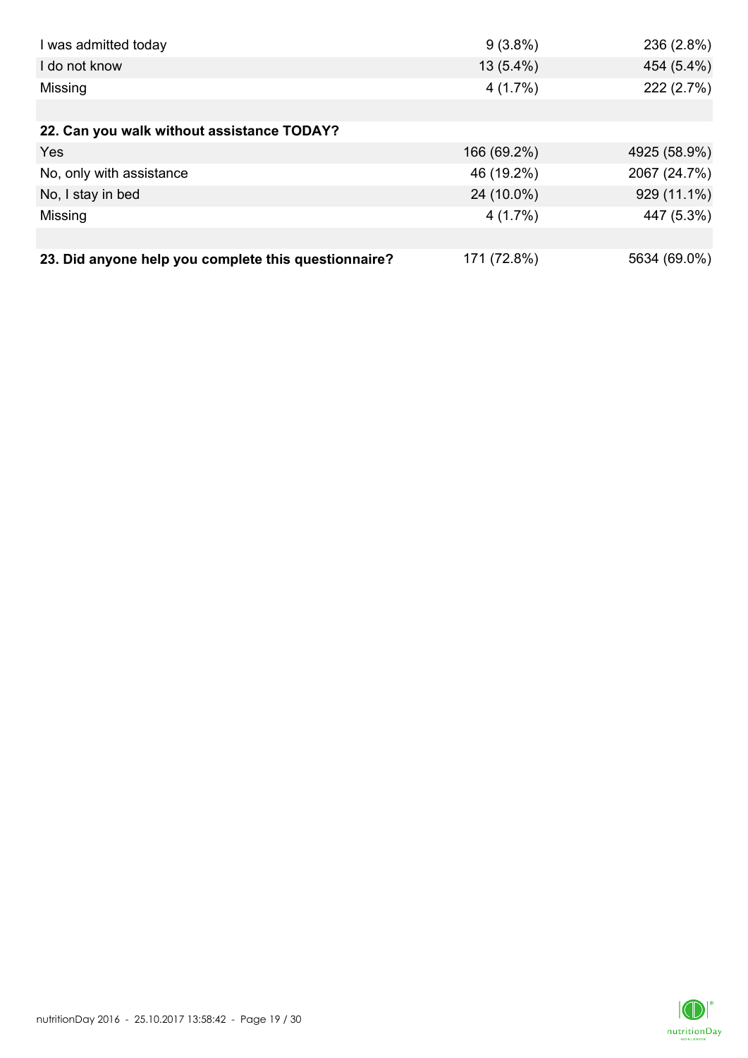| | | |
|---|---|---|
| I was admitted today | 9 (3.8%) | 236 (2.8%) |
| I do not know | 13 (5.4%) | 454 (5.4%) |
| Missing | 4 (1.7%) | 222 (2.7%) |
| | | |
| **22. Can you walk without assistance TODAY?** | | |
| Yes | 166 (69.2%) | 4925 (58.9%) |
| No, only with assistance | 46 (19.2%) | 2067 (24.7%) |
| No, I stay in bed | 24 (10.0%) | 929 (11.1%) |
| Missing | 4 (1.7%) | 447 (5.3%) |
| | | |
| **23. Did anyone help you complete this questionnaire?** | 171 (72.8%) | 5634 (69.0%) |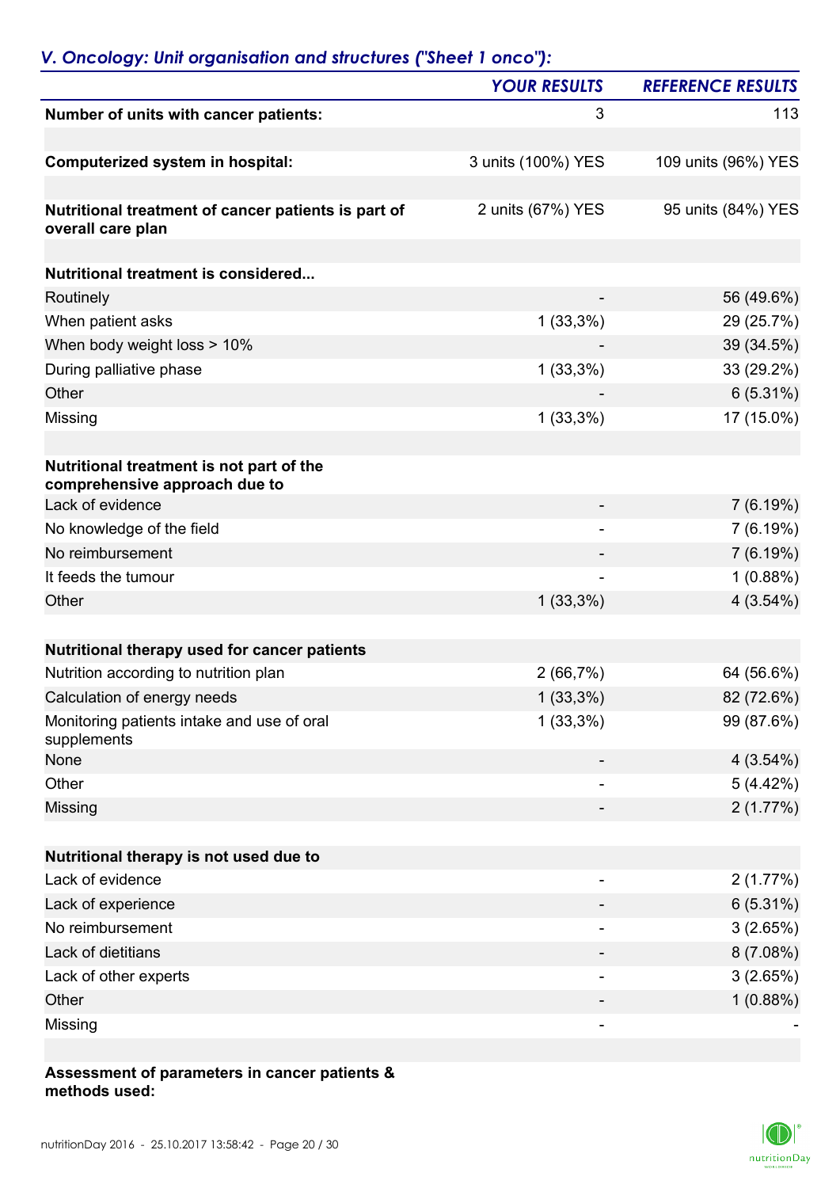## *V. Oncology: Unit organisation and structures ("Sheet 1 onco"):*

| | *YOUR RESULTS* | *REFERENCE RESULTS* |
|---|---|---|
| **Number of units with cancer patients:** | 3 | 113 |
| | | |
| **Computerized system in hospital:** | 3 units (100%) YES | 109 units (96%) YES |
| | | |
| **Nutritional treatment of cancer patients is part of overall care plan** | 2 units (67%) YES | 95 units (84%) YES |
| | | |
| **Nutritional treatment is considered...** | | |
| Routinely | - | 56 (49.6%) |
| When patient asks | 1 (33,3%) | 29 (25.7%) |
| When body weight loss > 10% | - | 39 (34.5%) |
| During palliative phase | 1 (33,3%) | 33 (29.2%) |
| Other | - | 6 (5.31%) |
| Missing | 1 (33,3%) | 17 (15.0%) |
| | | |
| **Nutritional treatment is not part of the comprehensive approach due to** | | |
| Lack of evidence | - | 7 (6.19%) |
| No knowledge of the field | - | 7 (6.19%) |
| No reimbursement | - | 7 (6.19%) |
| It feeds the tumour | - | 1 (0.88%) |
| Other | 1 (33,3%) | 4 (3.54%) |
| | | |
| **Nutritional therapy used for cancer patients** | | |
| Nutrition according to nutrition plan | 2 (66,7%) | 64 (56.6%) |
| Calculation of energy needs | 1 (33,3%) | 82 (72.6%) |
| Monitoring patients intake and use of oral supplements | 1 (33,3%) | 99 (87.6%) |
| None | - | 4 (3.54%) |
| Other | - | 5 (4.42%) |
| Missing | - | 2 (1.77%) |
| | | |
| **Nutritional therapy is not used due to** | | |
| Lack of evidence | - | 2 (1.77%) |
| Lack of experience | - | 6 (5.31%) |
| No reimbursement | - | 3 (2.65%) |
| Lack of dietitians | - | 8 (7.08%) |
| Lack of other experts | - | 3 (2.65%) |
| Other | - | 1 (0.88%) |
| Missing | - | - |
| | | |
| **Assessment of parameters in cancer patients & methods used:** | | |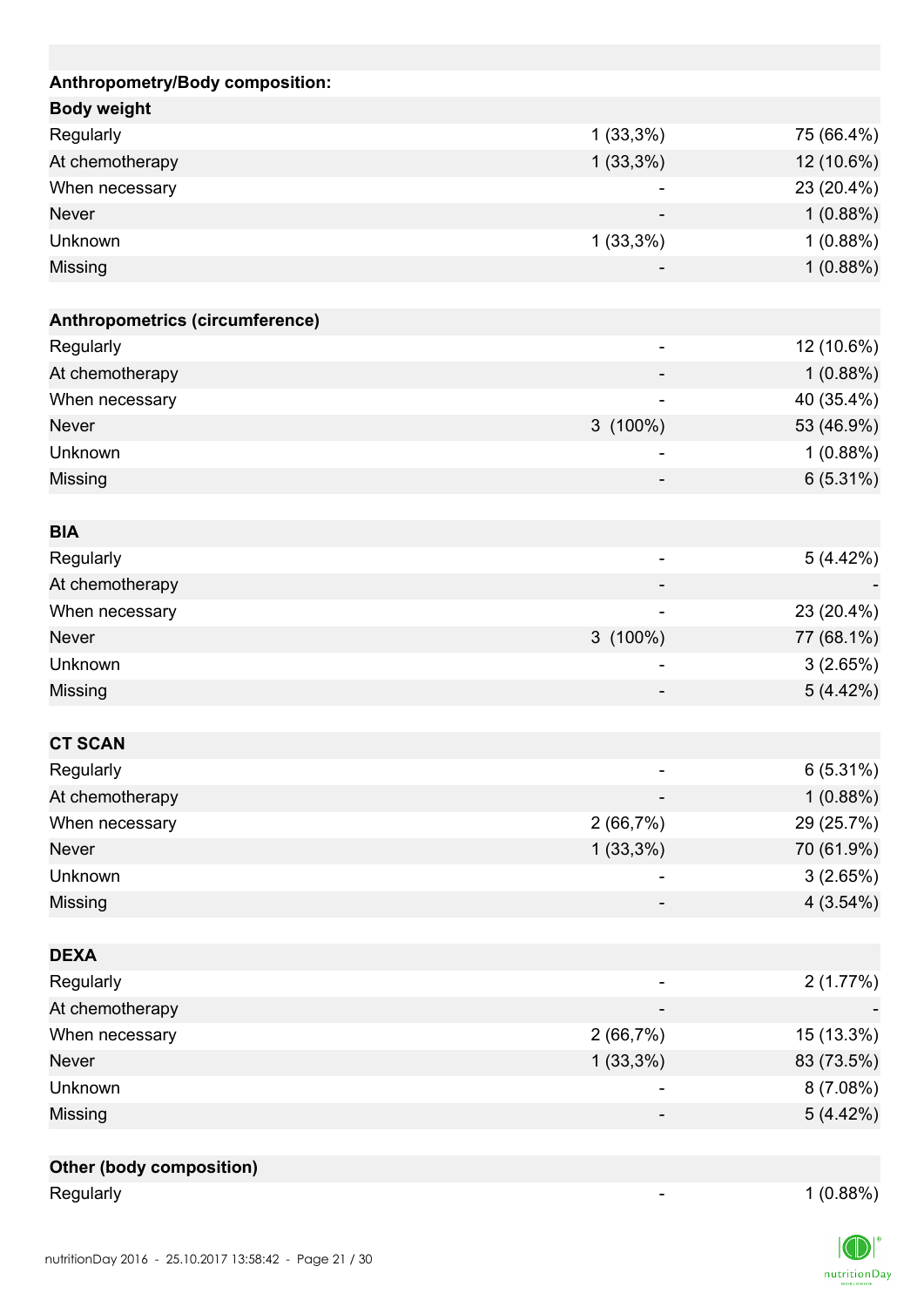| Anthropometry/Body composition: | | |
|---|---|---|
| **Body weight** | | |
| Regularly | 1 (33,3%) | 75 (66.4%) |
| At chemotherapy | 1 (33,3%) | 12 (10.6%) |
| When necessary | - | 23 (20.4%) |
| Never | - | 1 (0.88%) |
| Unknown | 1 (33,3%) | 1 (0.88%) |
| Missing | - | 1 (0.88%) |
| | | |
| **Anthropometrics (circumference)** | | |
| Regularly | - | 12 (10.6%) |
| At chemotherapy | - | 1 (0.88%) |
| When necessary | - | 40 (35.4%) |
| Never | 3 (100%) | 53 (46.9%) |
| Unknown | - | 1 (0.88%) |
| Missing | - | 6 (5.31%) |
| | | |
| **BIA** | | |
| Regularly | - | 5 (4.42%) |
| At chemotherapy | - | - |
| When necessary | - | 23 (20.4%) |
| Never | 3 (100%) | 77 (68.1%) |
| Unknown | - | 3 (2.65%) |
| Missing | - | 5 (4.42%) |
| | | |
| **CT SCAN** | | |
| Regularly | - | 6 (5.31%) |
| At chemotherapy | - | 1 (0.88%) |
| When necessary | 2 (66,7%) | 29 (25.7%) |
| Never | 1 (33,3%) | 70 (61.9%) |
| Unknown | - | 3 (2.65%) |
| Missing | - | 4 (3.54%) |
| | | |
| **DEXA** | | |
| Regularly | - | 2 (1.77%) |
| At chemotherapy | - | - |
| When necessary | 2 (66,7%) | 15 (13.3%) |
| Never | 1 (33,3%) | 83 (73.5%) |
| Unknown | - | 8 (7.08%) |
| Missing | - | 5 (4.42%) |
| | | |
| **Other (body composition)** | | |
| Regularly | - | 1 (0.88%) |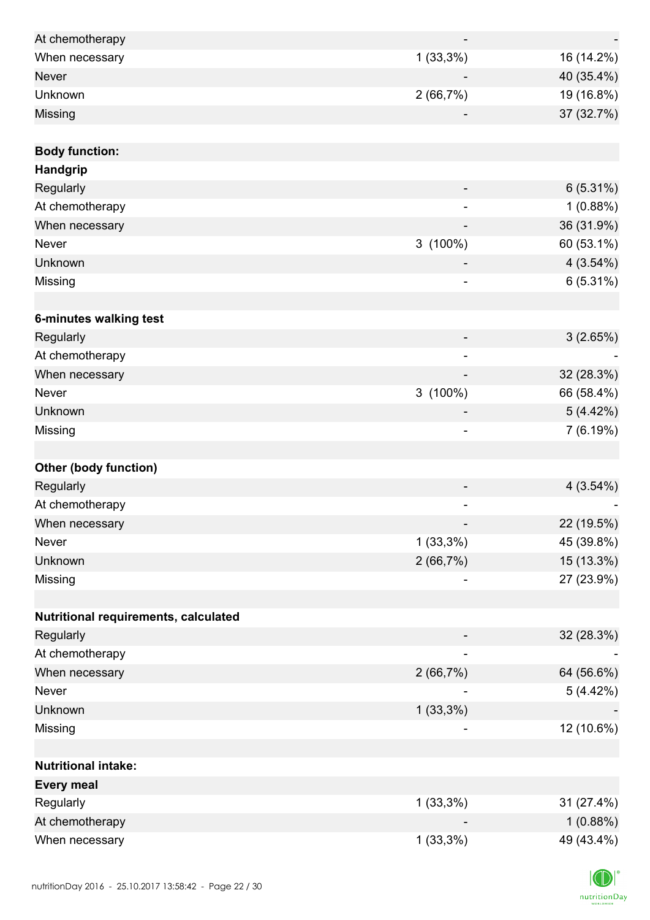| | | |
|---|---|---|
| At chemotherapy | - | - |
| When necessary | 1 (33,3%) | 16 (14.2%) |
| Never | - | 40 (35.4%) |
| Unknown | 2 (66,7%) | 19 (16.8%) |
| Missing | - | 37 (32.7%) |
| | | |
| **Body function:** | | |
| **Handgrip** | | |
| Regularly | - | 6 (5.31%) |
| At chemotherapy | - | 1 (0.88%) |
| When necessary | - | 36 (31.9%) |
| Never | 3 (100%) | 60 (53.1%) |
| Unknown | - | 4 (3.54%) |
| Missing | - | 6 (5.31%) |
| | | |
| **6-minutes walking test** | | |
| Regularly | - | 3 (2.65%) |
| At chemotherapy | - | - |
| When necessary | - | 32 (28.3%) |
| Never | 3 (100%) | 66 (58.4%) |
| Unknown | - | 5 (4.42%) |
| Missing | - | 7 (6.19%) |
| | | |
| **Other (body function)** | | |
| Regularly | - | 4 (3.54%) |
| At chemotherapy | - | - |
| When necessary | - | 22 (19.5%) |
| Never | 1 (33,3%) | 45 (39.8%) |
| Unknown | 2 (66,7%) | 15 (13.3%) |
| Missing | - | 27 (23.9%) |
| | | |
| **Nutritional requirements, calculated** | | |
| Regularly | - | 32 (28.3%) |
| At chemotherapy | - | - |
| When necessary | 2 (66,7%) | 64 (56.6%) |
| Never | - | 5 (4.42%) |
| Unknown | 1 (33,3%) | - |
| Missing | - | 12 (10.6%) |
| | | |
| **Nutritional intake:** | | |
| **Every meal** | | |
| Regularly | 1 (33,3%) | 31 (27.4%) |
| At chemotherapy | - | 1 (0.88%) |
| When necessary | 1 (33,3%) | 49 (43.4%) |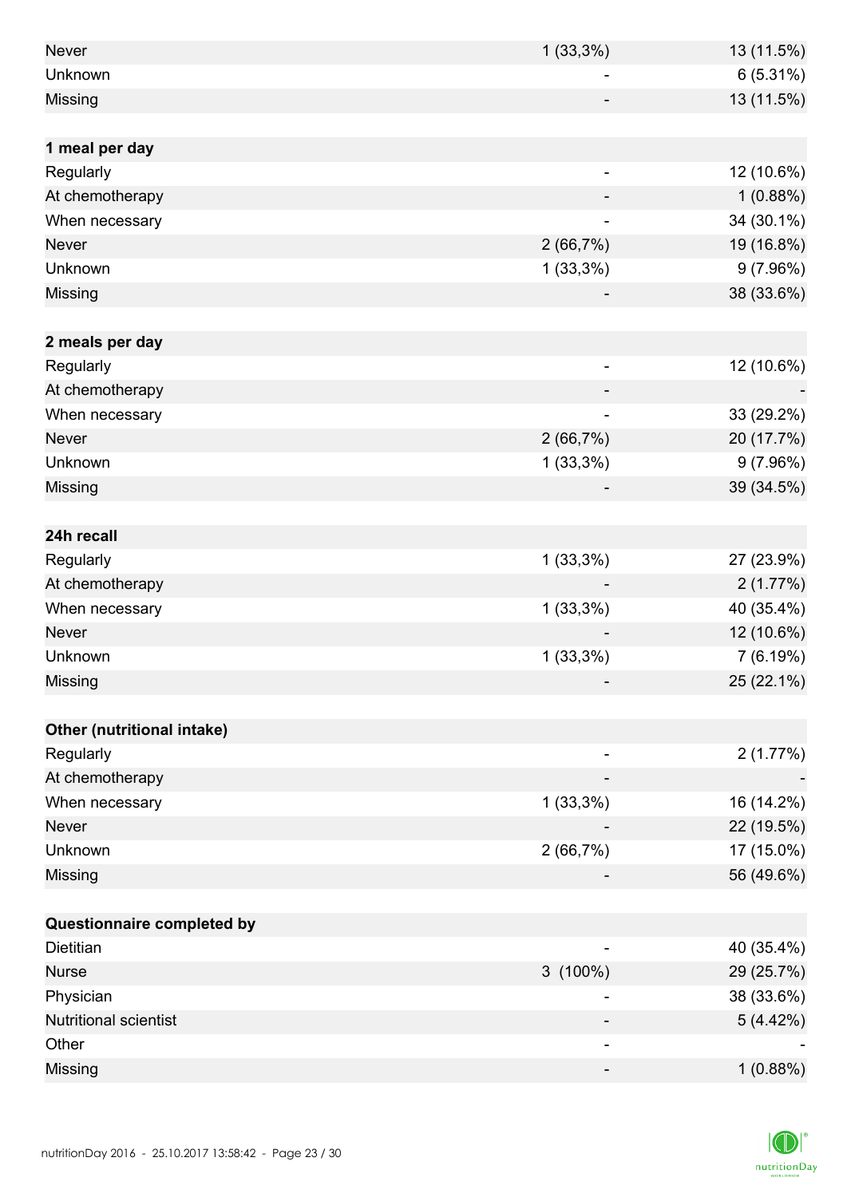| | | |
|---|---|---|
| Never | 1 (33,3%) | 13 (11.5%) |
| Unknown | - | 6 (5.31%) |
| Missing | - | 13 (11.5%) |
| | | |
| **1 meal per day** | | |
| Regularly | - | 12 (10.6%) |
| At chemotherapy | - | 1 (0.88%) |
| When necessary | - | 34 (30.1%) |
| Never | 2 (66,7%) | 19 (16.8%) |
| Unknown | 1 (33,3%) | 9 (7.96%) |
| Missing | - | 38 (33.6%) |
| | | |
| **2 meals per day** | | |
| Regularly | - | 12 (10.6%) |
| At chemotherapy | - | - |
| When necessary | - | 33 (29.2%) |
| Never | 2 (66,7%) | 20 (17.7%) |
| Unknown | 1 (33,3%) | 9 (7.96%) |
| Missing | - | 39 (34.5%) |
| | | |
| **24h recall** | | |
| Regularly | 1 (33,3%) | 27 (23.9%) |
| At chemotherapy | - | 2 (1.77%) |
| When necessary | 1 (33,3%) | 40 (35.4%) |
| Never | - | 12 (10.6%) |
| Unknown | 1 (33,3%) | 7 (6.19%) |
| Missing | - | 25 (22.1%) |
| | | |
| **Other (nutritional intake)** | | |
| Regularly | - | 2 (1.77%) |
| At chemotherapy | - | - |
| When necessary | 1 (33,3%) | 16 (14.2%) |
| Never | - | 22 (19.5%) |
| Unknown | 2 (66,7%) | 17 (15.0%) |
| Missing | - | 56 (49.6%) |
| | | |
| **Questionnaire completed by** | | |
| Dietitian | - | 40 (35.4%) |
| Nurse | 3 (100%) | 29 (25.7%) |
| Physician | - | 38 (33.6%) |
| Nutritional scientist | - | 5 (4.42%) |
| Other | - | - |
| Missing | - | 1 (0.88%) |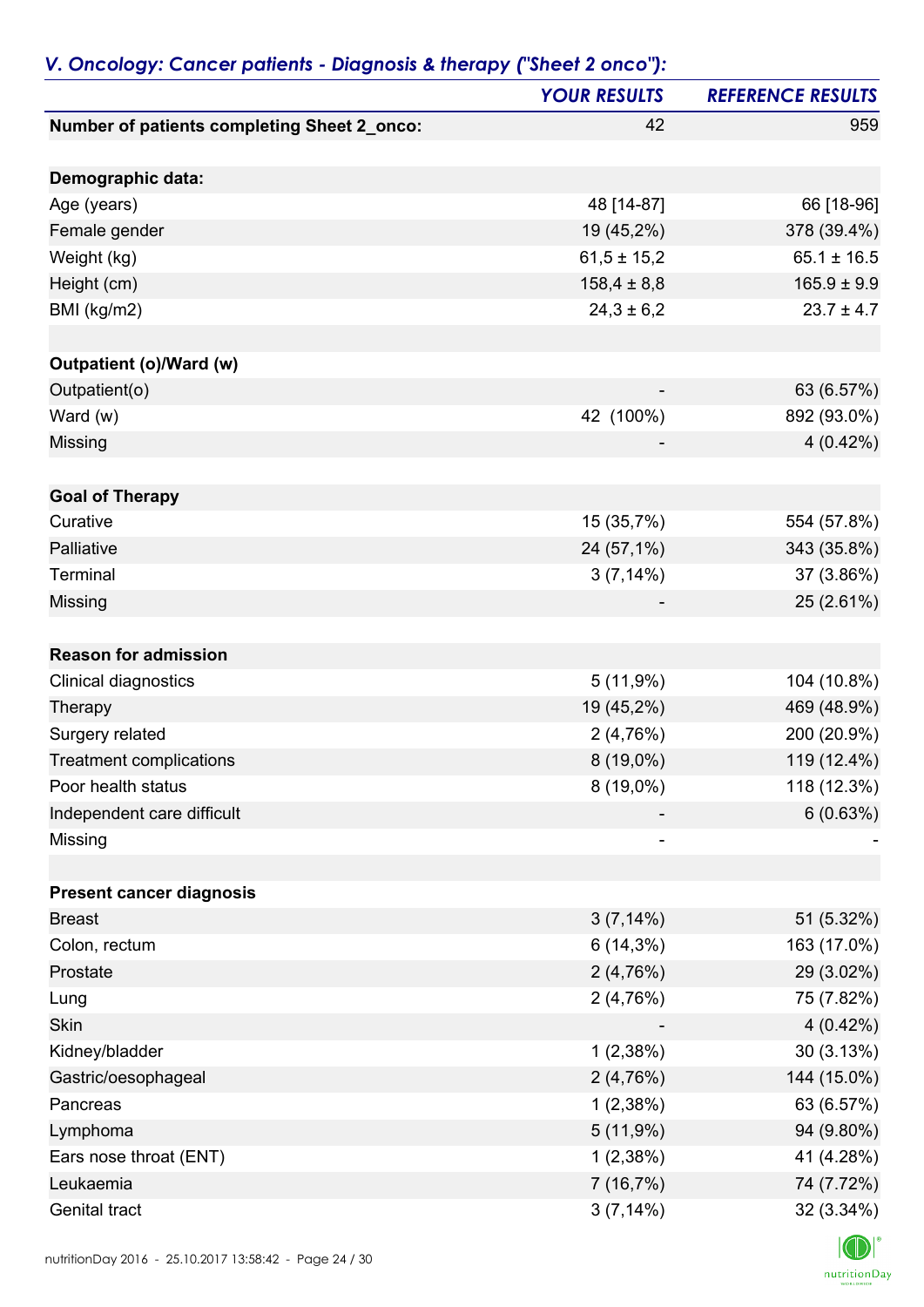## *V. Oncology: Cancer patients - Diagnosis & therapy ("Sheet 2 onco"):*

| | *YOUR RESULTS* | *REFERENCE RESULTS* |
|---|---|---|
| **Number of patients completing Sheet 2_onco:** | 42 | 959 |
| | | |
| **Demographic data:** | | |
| Age (years) | 48 [14-87] | 66 [18-96] |
| Female gender | 19 (45,2%) | 378 (39.4%) |
| Weight (kg) | 61,5 ± 15,2 | 65.1 ± 16.5 |
| Height (cm) | 158,4 ± 8,8 | 165.9 ± 9.9 |
| BMI (kg/m2) | 24,3 ± 6,2 | 23.7 ± 4.7 |
| | | |
| **Outpatient (o)/Ward (w)** | | |
| Outpatient(o) | - | 63 (6.57%) |
| Ward (w) | 42 (100%) | 892 (93.0%) |
| Missing | - | 4 (0.42%) |
| | | |
| **Goal of Therapy** | | |
| Curative | 15 (35,7%) | 554 (57.8%) |
| Palliative | 24 (57,1%) | 343 (35.8%) |
| Terminal | 3 (7,14%) | 37 (3.86%) |
| Missing | - | 25 (2.61%) |
| | | |
| **Reason for admission** | | |
| Clinical diagnostics | 5 (11,9%) | 104 (10.8%) |
| Therapy | 19 (45,2%) | 469 (48.9%) |
| Surgery related | 2 (4,76%) | 200 (20.9%) |
| Treatment complications | 8 (19,0%) | 119 (12.4%) |
| Poor health status | 8 (19,0%) | 118 (12.3%) |
| Independent care difficult | - | 6 (0.63%) |
| Missing | - | - |
| | | |
| **Present cancer diagnosis** | | |
| Breast | 3 (7,14%) | 51 (5.32%) |
| Colon, rectum | 6 (14,3%) | 163 (17.0%) |
| Prostate | 2 (4,76%) | 29 (3.02%) |
| Lung | 2 (4,76%) | 75 (7.82%) |
| Skin | - | 4 (0.42%) |
| Kidney/bladder | 1 (2,38%) | 30 (3.13%) |
| Gastric/oesophageal | 2 (4,76%) | 144 (15.0%) |
| Pancreas | 1 (2,38%) | 63 (6.57%) |
| Lymphoma | 5 (11,9%) | 94 (9.80%) |
| Ears nose throat (ENT) | 1 (2,38%) | 41 (4.28%) |
| Leukaemia | 7 (16,7%) | 74 (7.72%) |
| Genital tract | 3 (7,14%) | 32 (3.34%) |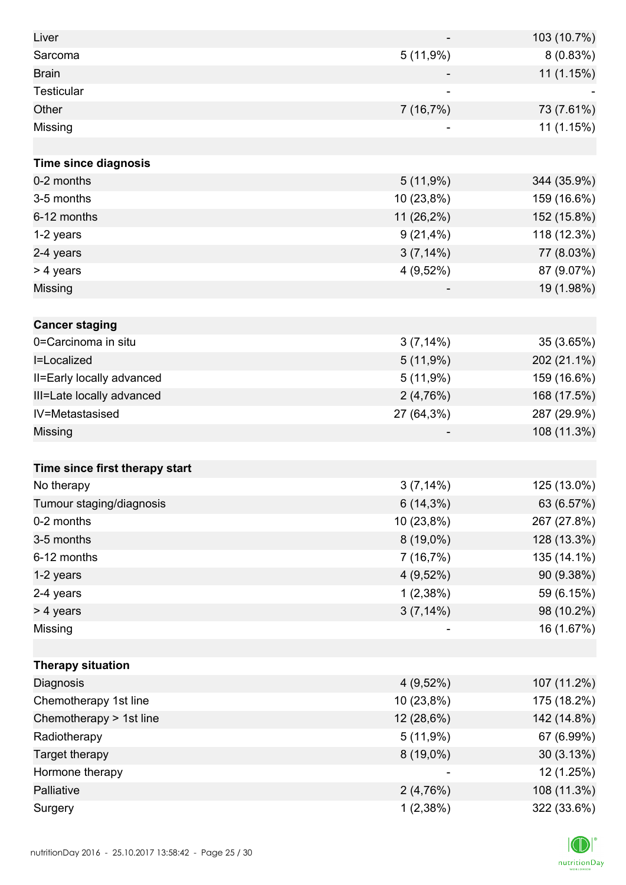| | | |
|---|---|---|
| Liver | - | 103 (10.7%) |
| Sarcoma | 5 (11,9%) | 8 (0.83%) |
| Brain | - | 11 (1.15%) |
| Testicular | - | - |
| Other | 7 (16,7%) | 73 (7.61%) |
| Missing | - | 11 (1.15%) |
| | | |
| **Time since diagnosis** | | |
| 0-2 months | 5 (11,9%) | 344 (35.9%) |
| 3-5 months | 10 (23,8%) | 159 (16.6%) |
| 6-12 months | 11 (26,2%) | 152 (15.8%) |
| 1-2 years | 9 (21,4%) | 118 (12.3%) |
| 2-4 years | 3 (7,14%) | 77 (8.03%) |
| > 4 years | 4 (9,52%) | 87 (9.07%) |
| Missing | - | 19 (1.98%) |
| | | |
| **Cancer staging** | | |
| 0=Carcinoma in situ | 3 (7,14%) | 35 (3.65%) |
| I=Localized | 5 (11,9%) | 202 (21.1%) |
| II=Early locally advanced | 5 (11,9%) | 159 (16.6%) |
| III=Late locally advanced | 2 (4,76%) | 168 (17.5%) |
| IV=Metastasised | 27 (64,3%) | 287 (29.9%) |
| Missing | - | 108 (11.3%) |
| | | |
| **Time since first therapy start** | | |
| No therapy | 3 (7,14%) | 125 (13.0%) |
| Tumour staging/diagnosis | 6 (14,3%) | 63 (6.57%) |
| 0-2 months | 10 (23,8%) | 267 (27.8%) |
| 3-5 months | 8 (19,0%) | 128 (13.3%) |
| 6-12 months | 7 (16,7%) | 135 (14.1%) |
| 1-2 years | 4 (9,52%) | 90 (9.38%) |
| 2-4 years | 1 (2,38%) | 59 (6.15%) |
| > 4 years | 3 (7,14%) | 98 (10.2%) |
| Missing | - | 16 (1.67%) |
| | | |
| **Therapy situation** | | |
| Diagnosis | 4 (9,52%) | 107 (11.2%) |
| Chemotherapy 1st line | 10 (23,8%) | 175 (18.2%) |
| Chemotherapy > 1st line | 12 (28,6%) | 142 (14.8%) |
| Radiotherapy | 5 (11,9%) | 67 (6.99%) |
| Target therapy | 8 (19,0%) | 30 (3.13%) |
| Hormone therapy | - | 12 (1.25%) |
| Palliative | 2 (4,76%) | 108 (11.3%) |
| Surgery | 1 (2,38%) | 322 (33.6%) |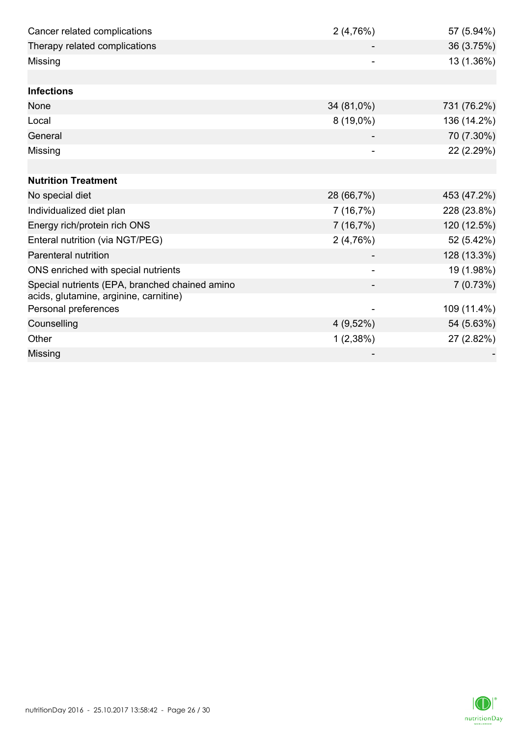| | | |
|---|---|---|
| Cancer related complications | 2 (4,76%) | 57 (5.94%) |
| Therapy related complications | - | 36 (3.75%) |
| Missing | - | 13 (1.36%) |
| | | |
| **Infections** | | |
| None | 34 (81,0%) | 731 (76.2%) |
| Local | 8 (19,0%) | 136 (14.2%) |
| General | - | 70 (7.30%) |
| Missing | - | 22 (2.29%) |
| | | |
| **Nutrition Treatment** | | |
| No special diet | 28 (66,7%) | 453 (47.2%) |
| Individualized diet plan | 7 (16,7%) | 228 (23.8%) |
| Energy rich/protein rich ONS | 7 (16,7%) | 120 (12.5%) |
| Enteral nutrition (via NGT/PEG) | 2 (4,76%) | 52 (5.42%) |
| Parenteral nutrition | - | 128 (13.3%) |
| ONS enriched with special nutrients | - | 19 (1.98%) |
| Special nutrients (EPA, branched chained amino acids, glutamine, arginine, carnitine) | - | 7 (0.73%) |
| Personal preferences | - | 109 (11.4%) |
| Counselling | 4 (9,52%) | 54 (5.63%) |
| Other | 1 (2,38%) | 27 (2.82%) |
| Missing | - | - |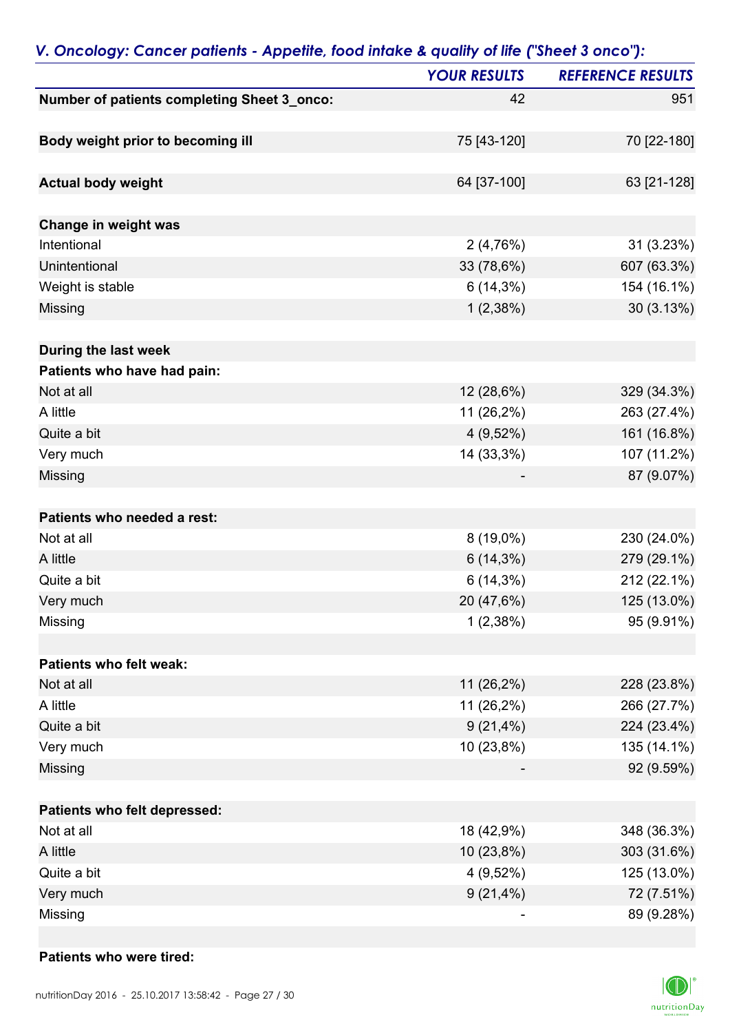## *V. Oncology: Cancer patients - Appetite, food intake & quality of life ("Sheet 3 onco"):*

| | *YOUR RESULTS* | *REFERENCE RESULTS* |
|---|---|---|
| **Number of patients completing Sheet 3_onco:** | 42 | 951 |
| | | |
| **Body weight prior to becoming ill** | 75 [43-120] | 70 [22-180] |
| | | |
| **Actual body weight** | 64 [37-100] | 63 [21-128] |
| | | |
| **Change in weight was** | | |
| Intentional | 2 (4,76%) | 31 (3.23%) |
| Unintentional | 33 (78,6%) | 607 (63.3%) |
| Weight is stable | 6 (14,3%) | 154 (16.1%) |
| Missing | 1 (2,38%) | 30 (3.13%) |
| | | |
| **During the last week** | | |
| **Patients who have had pain:** | | |
| Not at all | 12 (28,6%) | 329 (34.3%) |
| A little | 11 (26,2%) | 263 (27.4%) |
| Quite a bit | 4 (9,52%) | 161 (16.8%) |
| Very much | 14 (33,3%) | 107 (11.2%) |
| Missing | - | 87 (9.07%) |
| | | |
| **Patients who needed a rest:** | | |
| Not at all | 8 (19,0%) | 230 (24.0%) |
| A little | 6 (14,3%) | 279 (29.1%) |
| Quite a bit | 6 (14,3%) | 212 (22.1%) |
| Very much | 20 (47,6%) | 125 (13.0%) |
| Missing | 1 (2,38%) | 95 (9.91%) |
| | | |
| **Patients who felt weak:** | | |
| Not at all | 11 (26,2%) | 228 (23.8%) |
| A little | 11 (26,2%) | 266 (27.7%) |
| Quite a bit | 9 (21,4%) | 224 (23.4%) |
| Very much | 10 (23,8%) | 135 (14.1%) |
| Missing | - | 92 (9.59%) |
| | | |
| **Patients who felt depressed:** | | |
| Not at all | 18 (42,9%) | 348 (36.3%) |
| A little | 10 (23,8%) | 303 (31.6%) |
| Quite a bit | 4 (9,52%) | 125 (13.0%) |
| Very much | 9 (21,4%) | 72 (7.51%) |
| Missing | - | 89 (9.28%) |
| | | |
| **Patients who were tired:** | | |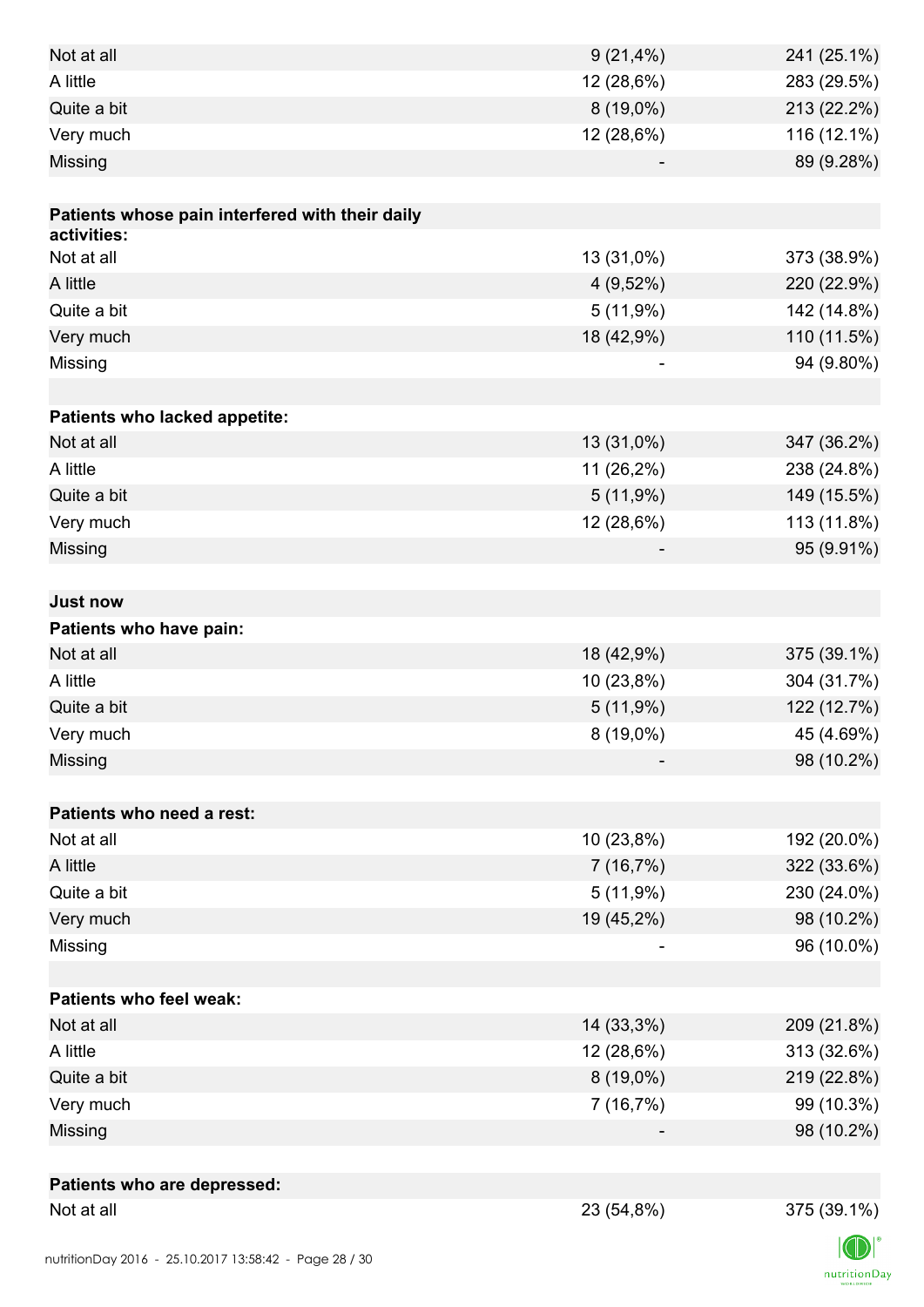| | | |
|---|---|---|
| Not at all | 9 (21,4%) | 241 (25.1%) |
| A little | 12 (28,6%) | 283 (29.5%) |
| Quite a bit | 8 (19,0%) | 213 (22.2%) |
| Very much | 12 (28,6%) | 116 (12.1%) |
| Missing | - | 89 (9.28%) |
| | | |
| **Patients whose pain interfered with their daily activities:** | | |
| Not at all | 13 (31,0%) | 373 (38.9%) |
| A little | 4 (9,52%) | 220 (22.9%) |
| Quite a bit | 5 (11,9%) | 142 (14.8%) |
| Very much | 18 (42,9%) | 110 (11.5%) |
| Missing | - | 94 (9.80%) |
| | | |
| **Patients who lacked appetite:** | | |
| Not at all | 13 (31,0%) | 347 (36.2%) |
| A little | 11 (26,2%) | 238 (24.8%) |
| Quite a bit | 5 (11,9%) | 149 (15.5%) |
| Very much | 12 (28,6%) | 113 (11.8%) |
| Missing | - | 95 (9.91%) |
| | | |
| **Just now** | | |
| **Patients who have pain:** | | |
| Not at all | 18 (42,9%) | 375 (39.1%) |
| A little | 10 (23,8%) | 304 (31.7%) |
| Quite a bit | 5 (11,9%) | 122 (12.7%) |
| Very much | 8 (19,0%) | 45 (4.69%) |
| Missing | - | 98 (10.2%) |
| | | |
| **Patients who need a rest:** | | |
| Not at all | 10 (23,8%) | 192 (20.0%) |
| A little | 7 (16,7%) | 322 (33.6%) |
| Quite a bit | 5 (11,9%) | 230 (24.0%) |
| Very much | 19 (45,2%) | 98 (10.2%) |
| Missing | - | 96 (10.0%) |
| | | |
| **Patients who feel weak:** | | |
| Not at all | 14 (33,3%) | 209 (21.8%) |
| A little | 12 (28,6%) | 313 (32.6%) |
| Quite a bit | 8 (19,0%) | 219 (22.8%) |
| Very much | 7 (16,7%) | 99 (10.3%) |
| Missing | - | 98 (10.2%) |
| | | |
| **Patients who are depressed:** | | |
| Not at all | 23 (54,8%) | 375 (39.1%) |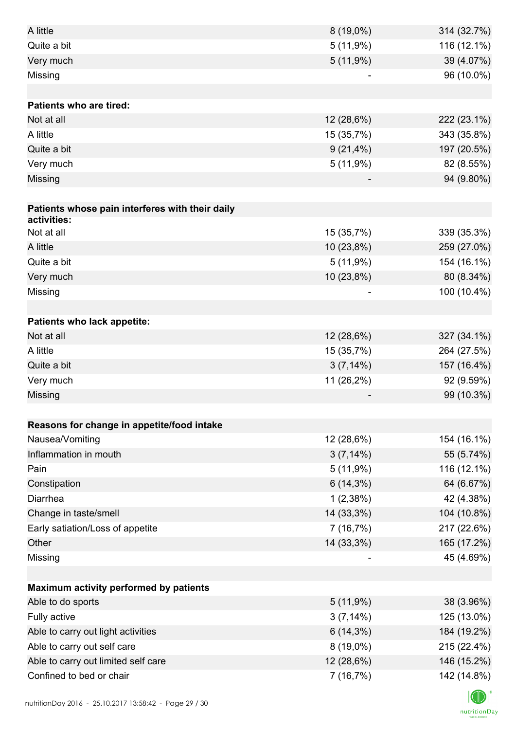| | | |
|---|---|---|
| A little | 8 (19,0%) | 314 (32.7%) |
| Quite a bit | 5 (11,9%) | 116 (12.1%) |
| Very much | 5 (11,9%) | 39 (4.07%) |
| Missing | - | 96 (10.0%) |
| | | |
| **Patients who are tired:** | | |
| Not at all | 12 (28,6%) | 222 (23.1%) |
| A little | 15 (35,7%) | 343 (35.8%) |
| Quite a bit | 9 (21,4%) | 197 (20.5%) |
| Very much | 5 (11,9%) | 82 (8.55%) |
| Missing | - | 94 (9.80%) |
| | | |
| **Patients whose pain interferes with their daily activities:** | | |
| Not at all | 15 (35,7%) | 339 (35.3%) |
| A little | 10 (23,8%) | 259 (27.0%) |
| Quite a bit | 5 (11,9%) | 154 (16.1%) |
| Very much | 10 (23,8%) | 80 (8.34%) |
| Missing | - | 100 (10.4%) |
| | | |
| **Patients who lack appetite:** | | |
| Not at all | 12 (28,6%) | 327 (34.1%) |
| A little | 15 (35,7%) | 264 (27.5%) |
| Quite a bit | 3 (7,14%) | 157 (16.4%) |
| Very much | 11 (26,2%) | 92 (9.59%) |
| Missing | - | 99 (10.3%) |
| | | |
| **Reasons for change in appetite/food intake** | | |
| Nausea/Vomiting | 12 (28,6%) | 154 (16.1%) |
| Inflammation in mouth | 3 (7,14%) | 55 (5.74%) |
| Pain | 5 (11,9%) | 116 (12.1%) |
| Constipation | 6 (14,3%) | 64 (6.67%) |
| Diarrhea | 1 (2,38%) | 42 (4.38%) |
| Change in taste/smell | 14 (33,3%) | 104 (10.8%) |
| Early satiation/Loss of appetite | 7 (16,7%) | 217 (22.6%) |
| Other | 14 (33,3%) | 165 (17.2%) |
| Missing | - | 45 (4.69%) |
| | | |
| **Maximum activity performed by patients** | | |
| Able to do sports | 5 (11,9%) | 38 (3.96%) |
| Fully active | 3 (7,14%) | 125 (13.0%) |
| Able to carry out light activities | 6 (14,3%) | 184 (19.2%) |
| Able to carry out self care | 8 (19,0%) | 215 (22.4%) |
| Able to carry out limited self care | 12 (28,6%) | 146 (15.2%) |
| Confined to bed or chair | 7 (16,7%) | 142 (14.8%) |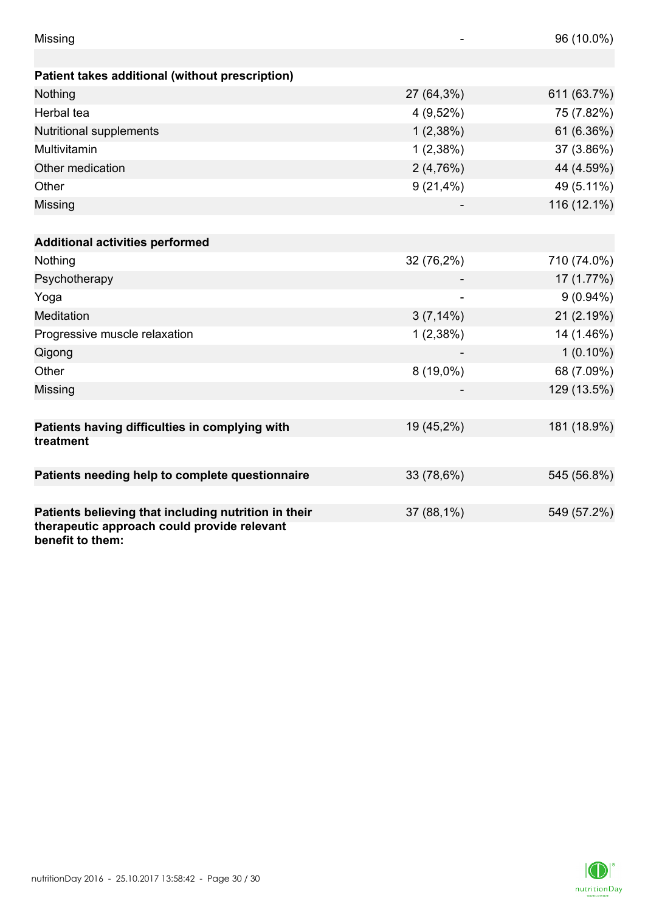| | | |
|---|---|---|
| Missing | - | 96 (10.0%) |
| | | |
| **Patient takes additional (without prescription)** | | |
| Nothing | 27 (64,3%) | 611 (63.7%) |
| Herbal tea | 4 (9,52%) | 75 (7.82%) |
| Nutritional supplements | 1 (2,38%) | 61 (6.36%) |
| Multivitamin | 1 (2,38%) | 37 (3.86%) |
| Other medication | 2 (4,76%) | 44 (4.59%) |
| Other | 9 (21,4%) | 49 (5.11%) |
| Missing | - | 116 (12.1%) |
| | | |
| **Additional activities performed** | | |
| Nothing | 32 (76,2%) | 710 (74.0%) |
| Psychotherapy | - | 17 (1.77%) |
| Yoga | - | 9 (0.94%) |
| Meditation | 3 (7,14%) | 21 (2.19%) |
| Progressive muscle relaxation | 1 (2,38%) | 14 (1.46%) |
| Qigong | - | 1 (0.10%) |
| Other | 8 (19,0%) | 68 (7.09%) |
| Missing | - | 129 (13.5%) |
| | | |
| **Patients having difficulties in complying with treatment** | 19 (45,2%) | 181 (18.9%) |
| | | |
| **Patients needing help to complete questionnaire** | 33 (78,6%) | 545 (56.8%) |
| | | |
| **Patients believing that including nutrition in their therapeutic approach could provide relevant benefit to them:** | 37 (88,1%) | 549 (57.2%) |